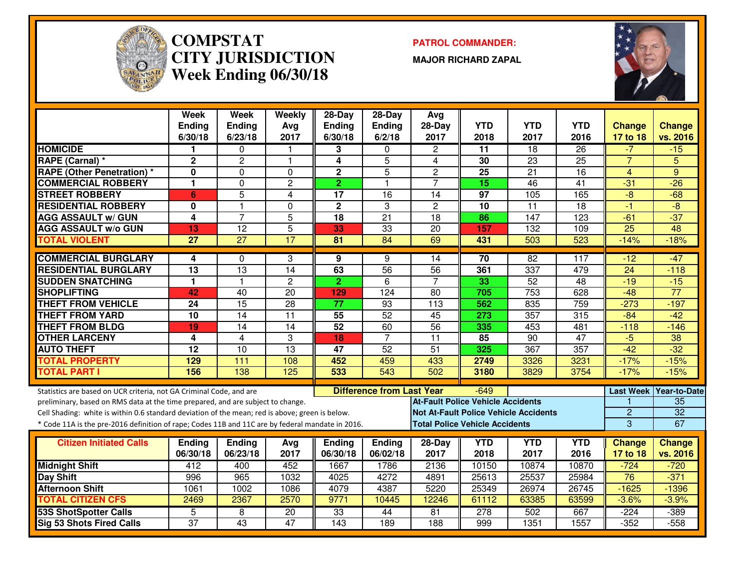# COMPSTAT CITY JURISDICTION Week Ending 06/30/18

**PATROL COMMANDER:**

**MAJOR RICHARD ZAPAL**

| | Week Ending 6/30/18 | Week Ending 6/23/18 | Weekly Avg 2017 | 28-Day Ending 6/30/18 | 28-Day Ending 6/2/18 | Avg 28-Day 2017 | YTD 2018 | YTD 2017 | YTD 2016 | Change 17 to 18 | Change vs. 2016 |
|---|---|---|---|---|---|---|---|---|---|---|---|
| HOMICIDE | 1 | 0 | 1 | 3 | 0 | 2 | 11 | 18 | 26 | -7 | -15 |
| RAPE (Carnal) * | 2 | 2 | 1 | 4 | 5 | 4 | 30 | 23 | 25 | 7 | 5 |
| RAPE (Other Penetration) * | 0 | 0 | 0 | 2 | 5 | 2 | 25 | 21 | 16 | 4 | 9 |
| COMMERCIAL ROBBERY | 1 | 0 | 2 | 2 | 1 | 7 | 15 | 46 | 41 | -31 | -26 |
| STREET ROBBERY | 6 | 5 | 4 | 17 | 16 | 14 | 97 | 105 | 165 | -8 | -68 |
| RESIDENTIAL ROBBERY | 0 | 1 | 0 | 2 | 3 | 2 | 10 | 11 | 18 | -1 | -8 |
| AGG ASSAULT w/ GUN | 4 | 7 | 5 | 18 | 21 | 18 | 86 | 147 | 123 | -61 | -37 |
| AGG ASSAULT w/o GUN | 13 | 12 | 5 | 33 | 33 | 20 | 157 | 132 | 109 | 25 | 48 |
| TOTAL VIOLENT | 27 | 27 | 17 | 81 | 84 | 69 | 431 | 503 | 523 | -14% | -18% |
| COMMERCIAL BURGLARY | 4 | 0 | 3 | 9 | 9 | 14 | 70 | 82 | 117 | -12 | -47 |
| RESIDENTIAL BURGLARY | 13 | 13 | 14 | 63 | 56 | 56 | 361 | 337 | 479 | 24 | -118 |
| SUDDEN SNATCHING | 1 | 1 | 2 | 2 | 6 | 7 | 33 | 52 | 48 | -19 | -15 |
| SHOPLIFTING | 42 | 40 | 20 | 129 | 124 | 80 | 705 | 753 | 628 | -48 | 77 |
| THEFT FROM VEHICLE | 24 | 15 | 28 | 77 | 93 | 113 | 562 | 835 | 759 | -273 | -197 |
| THEFT FROM YARD | 10 | 14 | 11 | 55 | 52 | 45 | 273 | 357 | 315 | -84 | -42 |
| THEFT FROM BLDG | 19 | 14 | 14 | 52 | 60 | 56 | 335 | 453 | 481 | -118 | -146 |
| OTHER LARCENY | 4 | 4 | 3 | 18 | 7 | 11 | 85 | 90 | 47 | -5 | 38 |
| AUTO THEFT | 12 | 10 | 13 | 47 | 52 | 51 | 325 | 367 | 357 | -42 | -32 |
| TOTAL PROPERTY | 129 | 111 | 108 | 452 | 459 | 433 | 2749 | 3326 | 3231 | -17% | -15% |
| TOTAL PART I | 156 | 138 | 125 | 533 | 543 | 502 | 3180 | 3829 | 3754 | -17% | -15% |

**Difference from Last Year:** -649

Statistics are based on UCR criteria, not GA Criminal Code, and are preliminary, based on RMS data at the time prepared, and are subject to change.

Cell Shading: white is within 0.6 standard deviation of the mean; red is above; green is below.

* Code 11A is the pre-2016 definition of rape; Codes 11B and 11C are by federal mandate in 2016.

| | Last Week | Year-to-Date |
|---|---|---|
| At-Fault Police Vehicle Accidents | 1 | 35 |
| Not At-Fault Police Vehicle Accidents | 2 | 32 |
| Total Police Vehicle Accidents | 3 | 67 |

| Citizen Initiated Calls | Ending 06/30/18 | Ending 06/23/18 | Avg 2017 | Ending 06/30/18 | Ending 06/02/18 | 28-Day 2017 | YTD 2018 | YTD 2017 | YTD 2016 | Change 17 to 18 | Change vs. 2016 |
|---|---|---|---|---|---|---|---|---|---|---|---|
| Midnight Shift | 412 | 400 | 452 | 1667 | 1786 | 2136 | 10150 | 10874 | 10870 | -724 | -720 |
| Day Shift | 996 | 965 | 1032 | 4025 | 4272 | 4891 | 25613 | 25537 | 25984 | 76 | -371 |
| Afternoon Shift | 1061 | 1002 | 1086 | 4079 | 4387 | 5220 | 25349 | 26974 | 26745 | -1625 | -1396 |
| TOTAL CITIZEN CFS | 2469 | 2367 | 2570 | 9771 | 10445 | 12246 | 61112 | 63385 | 63599 | -3.6% | -3.9% |
| 53S ShotSpotter Calls | 5 | 8 | 20 | 33 | 44 | 81 | 278 | 502 | 667 | -224 | -389 |
| Sig 53 Shots Fired Calls | 37 | 43 | 47 | 143 | 189 | 188 | 999 | 1351 | 1557 | -352 | -558 |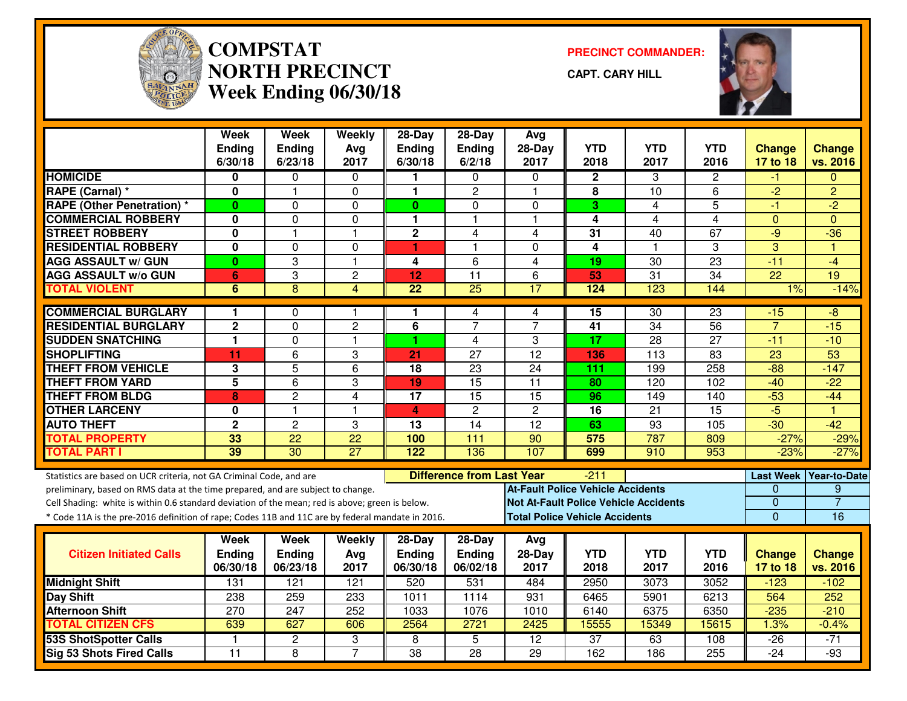# COMPSTAT NORTH PRECINCT Week Ending 06/30/18

**PRECINCT COMMANDER:**

**CAPT. CARY HILL**

| | Week Ending 6/30/18 | Week Ending 6/23/18 | Weekly Avg 2017 | 28-Day Ending 6/30/18 | 28-Day Ending 6/2/18 | Avg 28-Day 2017 | YTD 2018 | YTD 2017 | YTD 2016 | Change 17 to 18 | Change vs. 2016 |
|---|---|---|---|---|---|---|---|---|---|---|---|
| HOMICIDE | 0 | 0 | 0 | 1 | 0 | 0 | 2 | 3 | 2 | -1 | 0 |
| RAPE (Carnal) * | 0 | 1 | 0 | 1 | 2 | 1 | 8 | 10 | 6 | -2 | 2 |
| RAPE (Other Penetration) * | 0 | 0 | 0 | 0 | 0 | 0 | 3 | 4 | 5 | -1 | -2 |
| COMMERCIAL ROBBERY | 0 | 0 | 0 | 1 | 1 | 1 | 4 | 4 | 4 | 0 | 0 |
| STREET ROBBERY | 0 | 1 | 1 | 2 | 4 | 4 | 31 | 40 | 67 | -9 | -36 |
| RESIDENTIAL ROBBERY | 0 | 0 | 0 | 1 | 1 | 0 | 4 | 1 | 3 | 3 | 1 |
| AGG ASSAULT w/ GUN | 0 | 3 | 1 | 4 | 6 | 4 | 19 | 30 | 23 | -11 | -4 |
| AGG ASSAULT w/o GUN | 6 | 3 | 2 | 12 | 11 | 6 | 53 | 31 | 34 | 22 | 19 |
| TOTAL VIOLENT | 6 | 8 | 4 | 22 | 25 | 17 | 124 | 123 | 144 | 1% | -14% |
| COMMERCIAL BURGLARY | 1 | 0 | 1 | 1 | 4 | 4 | 15 | 30 | 23 | -15 | -8 |
| RESIDENTIAL BURGLARY | 2 | 0 | 2 | 6 | 7 | 7 | 41 | 34 | 56 | 7 | -15 |
| SUDDEN SNATCHING | 1 | 0 | 1 | 1 | 4 | 3 | 17 | 28 | 27 | -11 | -10 |
| SHOPLIFTING | 11 | 6 | 3 | 21 | 27 | 12 | 136 | 113 | 83 | 23 | 53 |
| THEFT FROM VEHICLE | 3 | 5 | 6 | 18 | 23 | 24 | 111 | 199 | 258 | -88 | -147 |
| THEFT FROM YARD | 5 | 6 | 3 | 19 | 15 | 11 | 80 | 120 | 102 | -40 | -22 |
| THEFT FROM BLDG | 8 | 2 | 4 | 17 | 15 | 15 | 96 | 149 | 140 | -53 | -44 |
| OTHER LARCENY | 0 | 1 | 1 | 4 | 2 | 2 | 16 | 21 | 15 | -5 | 1 |
| AUTO THEFT | 2 | 2 | 3 | 13 | 14 | 12 | 63 | 93 | 105 | -30 | -42 |
| TOTAL PROPERTY | 33 | 22 | 22 | 100 | 111 | 90 | 575 | 787 | 809 | -27% | -29% |
| TOTAL PART I | 39 | 30 | 27 | 122 | 136 | 107 | 699 | 910 | 953 | -23% | -27% |

Statistics are based on UCR criteria, not GA Criminal Code, and are preliminary, based on RMS data at the time prepared, and are subject to change.

Cell Shading: white is within 0.6 standard deviation of the mean; red is above; green is below.

* Code 11A is the pre-2016 definition of rape; Codes 11B and 11C are by federal mandate in 2016.

**Difference from Last Year** -211

| | Last Week | Year-to-Date |
|---|---|---|
| At-Fault Police Vehicle Accidents | 0 | 9 |
| Not At-Fault Police Vehicle Accidents | 0 | 7 |
| Total Police Vehicle Accidents | 0 | 16 |

| Citizen Initiated Calls | Week Ending 06/30/18 | Week Ending 06/23/18 | Weekly Avg 2017 | 28-Day Ending 06/30/18 | 28-Day Ending 06/02/18 | Avg 28-Day 2017 | YTD 2018 | YTD 2017 | YTD 2016 | Change 17 to 18 | Change vs. 2016 |
|---|---|---|---|---|---|---|---|---|---|---|---|
| Midnight Shift | 131 | 121 | 121 | 520 | 531 | 484 | 2950 | 3073 | 3052 | -123 | -102 |
| Day Shift | 238 | 259 | 233 | 1011 | 1114 | 931 | 6465 | 5901 | 6213 | 564 | 252 |
| Afternoon Shift | 270 | 247 | 252 | 1033 | 1076 | 1010 | 6140 | 6375 | 6350 | -235 | -210 |
| TOTAL CITIZEN CFS | 639 | 627 | 606 | 2564 | 2721 | 2425 | 15555 | 15349 | 15615 | 1.3% | -0.4% |
| 53S ShotSpotter Calls | 1 | 2 | 3 | 8 | 5 | 12 | 37 | 63 | 108 | -26 | -71 |
| Sig 53 Shots Fired Calls | 11 | 8 | 7 | 38 | 28 | 29 | 162 | 186 | 255 | -24 | -93 |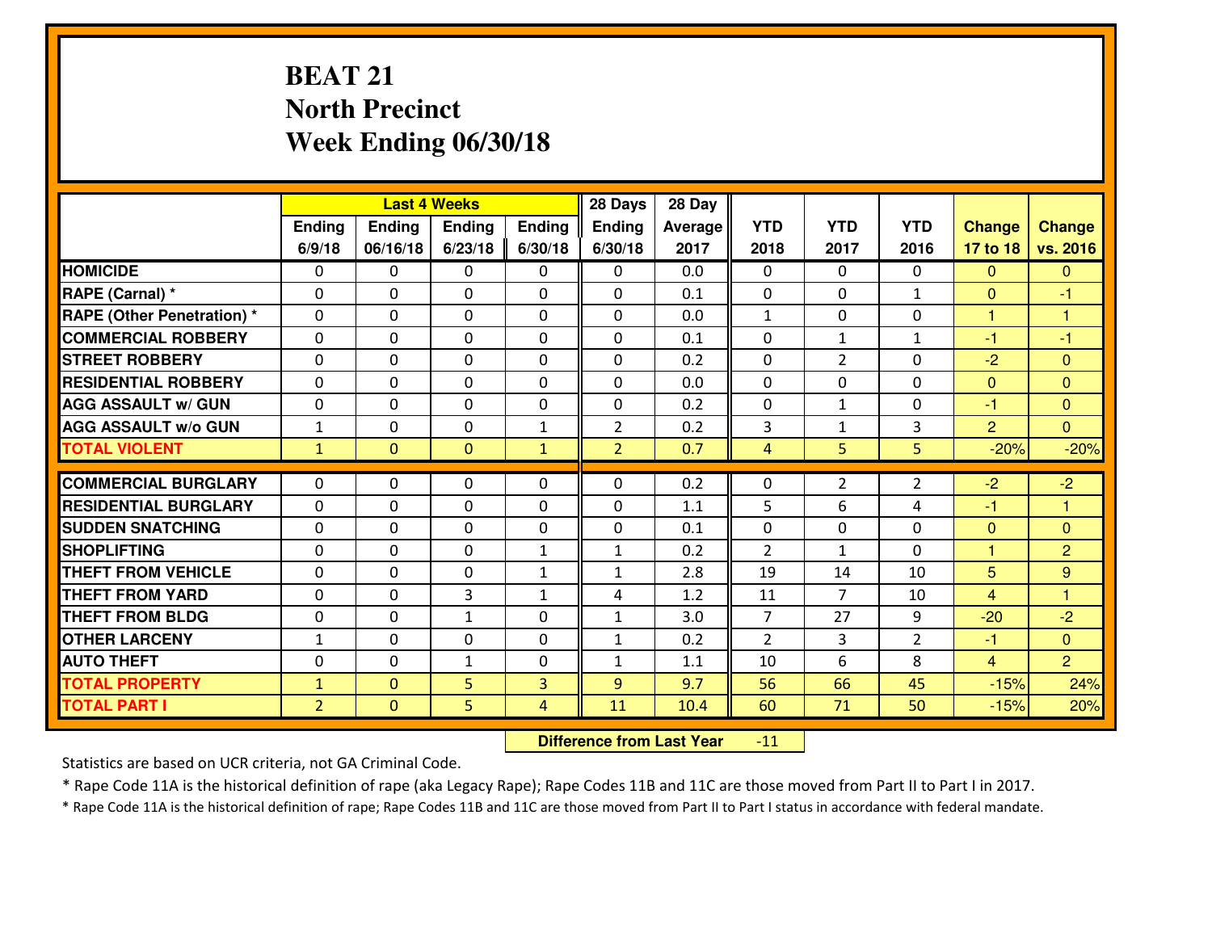# BEAT 21
# North Precinct
# Week Ending 06/30/18

| | Last 4 Weeks | | | | 28 Days | 28 Day | | | | | |
|---|---|---|---|---|---|---|---|---|---|---|---|
| | Ending 6/9/18 | Ending 06/16/18 | Ending 6/23/18 | Ending 6/30/18 | Ending 6/30/18 | Average 2017 | YTD 2018 | YTD 2017 | YTD 2016 | Change 17 to 18 | Change vs. 2016 |
| HOMICIDE | 0 | 0 | 0 | 0 | 0 | 0.0 | 0 | 0 | 0 | 0 | 0 |
| RAPE (Carnal) * | 0 | 0 | 0 | 0 | 0 | 0.1 | 0 | 0 | 1 | 0 | -1 |
| RAPE (Other Penetration) * | 0 | 0 | 0 | 0 | 0 | 0.0 | 1 | 0 | 0 | 1 | 1 |
| COMMERCIAL ROBBERY | 0 | 0 | 0 | 0 | 0 | 0.1 | 0 | 1 | 1 | -1 | -1 |
| STREET ROBBERY | 0 | 0 | 0 | 0 | 0 | 0.2 | 0 | 2 | 0 | -2 | 0 |
| RESIDENTIAL ROBBERY | 0 | 0 | 0 | 0 | 0 | 0.0 | 0 | 0 | 0 | 0 | 0 |
| AGG ASSAULT w/ GUN | 0 | 0 | 0 | 0 | 0 | 0.2 | 0 | 1 | 0 | -1 | 0 |
| AGG ASSAULT w/o GUN | 1 | 0 | 0 | 1 | 2 | 0.2 | 3 | 1 | 3 | 2 | 0 |
| TOTAL VIOLENT | 1 | 0 | 0 | 1 | 2 | 0.7 | 4 | 5 | 5 | -20% | -20% |
| COMMERCIAL BURGLARY | 0 | 0 | 0 | 0 | 0 | 0.2 | 0 | 2 | 2 | -2 | -2 |
| RESIDENTIAL BURGLARY | 0 | 0 | 0 | 0 | 0 | 1.1 | 5 | 6 | 4 | -1 | 1 |
| SUDDEN SNATCHING | 0 | 0 | 0 | 0 | 0 | 0.1 | 0 | 0 | 0 | 0 | 0 |
| SHOPLIFTING | 0 | 0 | 0 | 1 | 1 | 0.2 | 2 | 1 | 0 | 1 | 2 |
| THEFT FROM VEHICLE | 0 | 0 | 0 | 1 | 1 | 2.8 | 19 | 14 | 10 | 5 | 9 |
| THEFT FROM YARD | 0 | 0 | 3 | 1 | 4 | 1.2 | 11 | 7 | 10 | 4 | 1 |
| THEFT FROM BLDG | 0 | 0 | 1 | 0 | 1 | 3.0 | 7 | 27 | 9 | -20 | -2 |
| OTHER LARCENY | 1 | 0 | 0 | 0 | 1 | 0.2 | 2 | 3 | 2 | -1 | 0 |
| AUTO THEFT | 0 | 0 | 1 | 0 | 1 | 1.1 | 10 | 6 | 8 | 4 | 2 |
| TOTAL PROPERTY | 1 | 0 | 5 | 3 | 9 | 9.7 | 56 | 66 | 45 | -15% | 24% |
| TOTAL PART I | 2 | 0 | 5 | 4 | 11 | 10.4 | 60 | 71 | 50 | -15% | 20% |

**Difference from Last Year** -11

Statistics are based on UCR criteria, not GA Criminal Code.

* Rape Code 11A is the historical definition of rape (aka Legacy Rape); Rape Codes 11B and 11C are those moved from Part II to Part I in 2017.

* Rape Code 11A is the historical definition of rape; Rape Codes 11B and 11C are those moved from Part II to Part I status in accordance with federal mandate.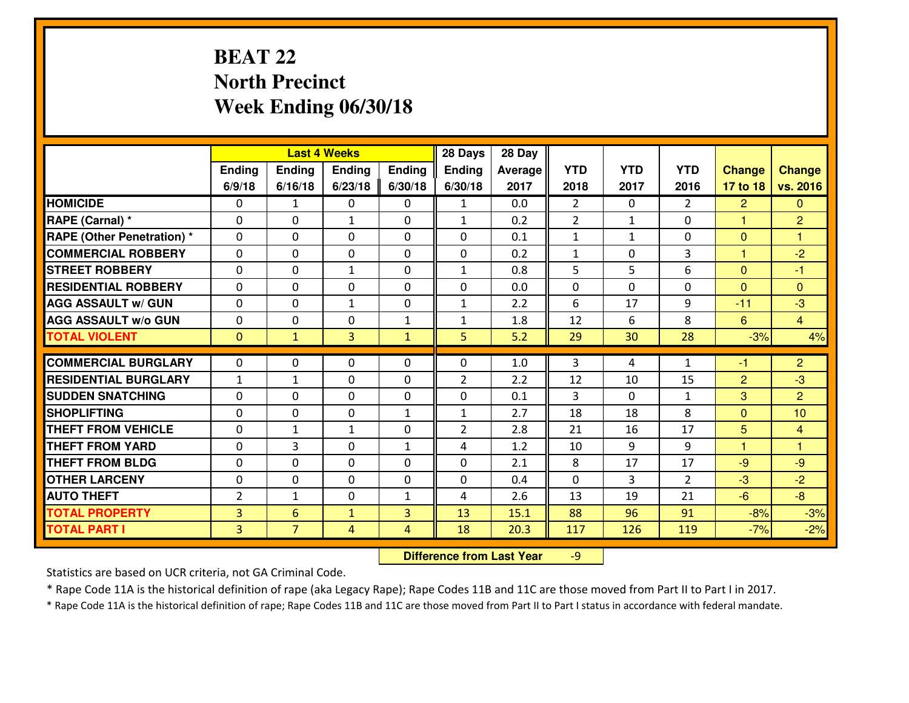# BEAT 22
## North Precinct
## Week Ending 06/30/18

| | Last 4 Weeks | | | | 28 Days | 28 Day | | | | | |
|---|---|---|---|---|---|---|---|---|---|---|---|
| | Ending 6/9/18 | Ending 6/16/18 | Ending 6/23/18 | Ending 6/30/18 | Ending 6/30/18 | Average 2017 | YTD 2018 | YTD 2017 | YTD 2016 | Change 17 to 18 | Change vs. 2016 |
| HOMICIDE | 0 | 1 | 0 | 0 | 1 | 0.0 | 2 | 0 | 2 | 2 | 0 |
| RAPE (Carnal) * | 0 | 0 | 1 | 0 | 1 | 0.2 | 2 | 1 | 0 | 1 | 2 |
| RAPE (Other Penetration) * | 0 | 0 | 0 | 0 | 0 | 0.1 | 1 | 1 | 0 | 0 | 1 |
| COMMERCIAL ROBBERY | 0 | 0 | 0 | 0 | 0 | 0.2 | 1 | 0 | 3 | 1 | -2 |
| STREET ROBBERY | 0 | 0 | 1 | 0 | 1 | 0.8 | 5 | 5 | 6 | 0 | -1 |
| RESIDENTIAL ROBBERY | 0 | 0 | 0 | 0 | 0 | 0.0 | 0 | 0 | 0 | 0 | 0 |
| AGG ASSAULT w/ GUN | 0 | 0 | 1 | 0 | 1 | 2.2 | 6 | 17 | 9 | -11 | -3 |
| AGG ASSAULT w/o GUN | 0 | 0 | 0 | 1 | 1 | 1.8 | 12 | 6 | 8 | 6 | 4 |
| TOTAL VIOLENT | 0 | 1 | 3 | 1 | 5 | 5.2 | 29 | 30 | 28 | -3% | 4% |
| COMMERCIAL BURGLARY | 0 | 0 | 0 | 0 | 0 | 1.0 | 3 | 4 | 1 | -1 | 2 |
| RESIDENTIAL BURGLARY | 1 | 1 | 0 | 0 | 2 | 2.2 | 12 | 10 | 15 | 2 | -3 |
| SUDDEN SNATCHING | 0 | 0 | 0 | 0 | 0 | 0.1 | 3 | 0 | 1 | 3 | 2 |
| SHOPLIFTING | 0 | 0 | 0 | 1 | 1 | 2.7 | 18 | 18 | 8 | 0 | 10 |
| THEFT FROM VEHICLE | 0 | 1 | 1 | 0 | 2 | 2.8 | 21 | 16 | 17 | 5 | 4 |
| THEFT FROM YARD | 0 | 3 | 0 | 1 | 4 | 1.2 | 10 | 9 | 9 | 1 | 1 |
| THEFT FROM BLDG | 0 | 0 | 0 | 0 | 0 | 2.1 | 8 | 17 | 17 | -9 | -9 |
| OTHER LARCENY | 0 | 0 | 0 | 0 | 0 | 0.4 | 0 | 3 | 2 | -3 | -2 |
| AUTO THEFT | 2 | 1 | 0 | 1 | 4 | 2.6 | 13 | 19 | 21 | -6 | -8 |
| TOTAL PROPERTY | 3 | 6 | 1 | 3 | 13 | 15.1 | 88 | 96 | 91 | -8% | -3% |
| TOTAL PART I | 3 | 7 | 4 | 4 | 18 | 20.3 | 117 | 126 | 119 | -7% | -2% |

**Difference from Last Year** -9

Statistics are based on UCR criteria, not GA Criminal Code.

* Rape Code 11A is the historical definition of rape (aka Legacy Rape); Rape Codes 11B and 11C are those moved from Part II to Part I in 2017.

* Rape Code 11A is the historical definition of rape; Rape Codes 11B and 11C are those moved from Part II to Part I status in accordance with federal mandate.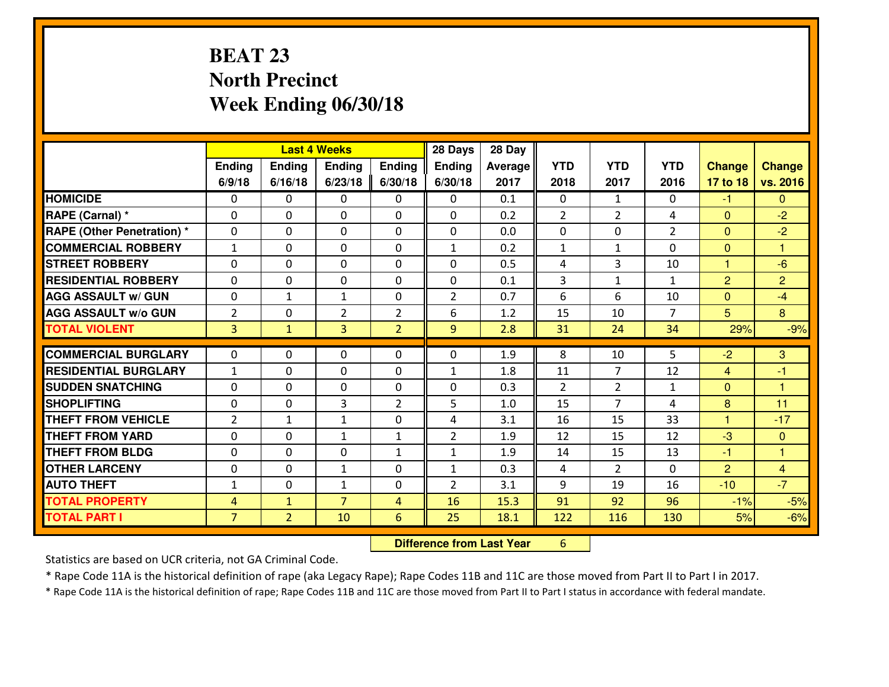# BEAT 23
## North Precinct
## Week Ending 06/30/18

| | Last 4 Weeks | | | | 28 Days | 28 Day | | | | | |
|---|---|---|---|---|---|---|---|---|---|---|---|
| | Ending 6/9/18 | Ending 6/16/18 | Ending 6/23/18 | Ending 6/30/18 | Ending 6/30/18 | Average 2017 | YTD 2018 | YTD 2017 | YTD 2016 | Change 17 to 18 | Change vs. 2016 |
| HOMICIDE | 0 | 0 | 0 | 0 | 0 | 0.1 | 0 | 1 | 0 | -1 | 0 |
| RAPE (Carnal) * | 0 | 0 | 0 | 0 | 0 | 0.2 | 2 | 2 | 4 | 0 | -2 |
| RAPE (Other Penetration) * | 0 | 0 | 0 | 0 | 0 | 0.0 | 0 | 0 | 2 | 0 | -2 |
| COMMERCIAL ROBBERY | 1 | 0 | 0 | 0 | 1 | 0.2 | 1 | 1 | 0 | 0 | 1 |
| STREET ROBBERY | 0 | 0 | 0 | 0 | 0 | 0.5 | 4 | 3 | 10 | 1 | -6 |
| RESIDENTIAL ROBBERY | 0 | 0 | 0 | 0 | 0 | 0.1 | 3 | 1 | 1 | 2 | 2 |
| AGG ASSAULT w/ GUN | 0 | 1 | 1 | 0 | 2 | 0.7 | 6 | 6 | 10 | 0 | -4 |
| AGG ASSAULT w/o GUN | 2 | 0 | 2 | 2 | 6 | 1.2 | 15 | 10 | 7 | 5 | 8 |
| TOTAL VIOLENT | 3 | 1 | 3 | 2 | 9 | 2.8 | 31 | 24 | 34 | 29% | -9% |
| COMMERCIAL BURGLARY | 0 | 0 | 0 | 0 | 0 | 1.9 | 8 | 10 | 5 | -2 | 3 |
| RESIDENTIAL BURGLARY | 1 | 0 | 0 | 0 | 1 | 1.8 | 11 | 7 | 12 | 4 | -1 |
| SUDDEN SNATCHING | 0 | 0 | 0 | 0 | 0 | 0.3 | 2 | 2 | 1 | 0 | 1 |
| SHOPLIFTING | 0 | 0 | 3 | 2 | 5 | 1.0 | 15 | 7 | 4 | 8 | 11 |
| THEFT FROM VEHICLE | 2 | 1 | 1 | 0 | 4 | 3.1 | 16 | 15 | 33 | 1 | -17 |
| THEFT FROM YARD | 0 | 0 | 1 | 1 | 2 | 1.9 | 12 | 15 | 12 | -3 | 0 |
| THEFT FROM BLDG | 0 | 0 | 0 | 1 | 1 | 1.9 | 14 | 15 | 13 | -1 | 1 |
| OTHER LARCENY | 0 | 0 | 1 | 0 | 1 | 0.3 | 4 | 2 | 0 | 2 | 4 |
| AUTO THEFT | 1 | 0 | 1 | 0 | 2 | 3.1 | 9 | 19 | 16 | -10 | -7 |
| TOTAL PROPERTY | 4 | 1 | 7 | 4 | 16 | 15.3 | 91 | 92 | 96 | -1% | -5% |
| TOTAL PART I | 7 | 2 | 10 | 6 | 25 | 18.1 | 122 | 116 | 130 | 5% | -6% |

**Difference from Last Year** 6

Statistics are based on UCR criteria, not GA Criminal Code.

* Rape Code 11A is the historical definition of rape (aka Legacy Rape); Rape Codes 11B and 11C are those moved from Part II to Part I in 2017.

* Rape Code 11A is the historical definition of rape; Rape Codes 11B and 11C are those moved from Part II to Part I status in accordance with federal mandate.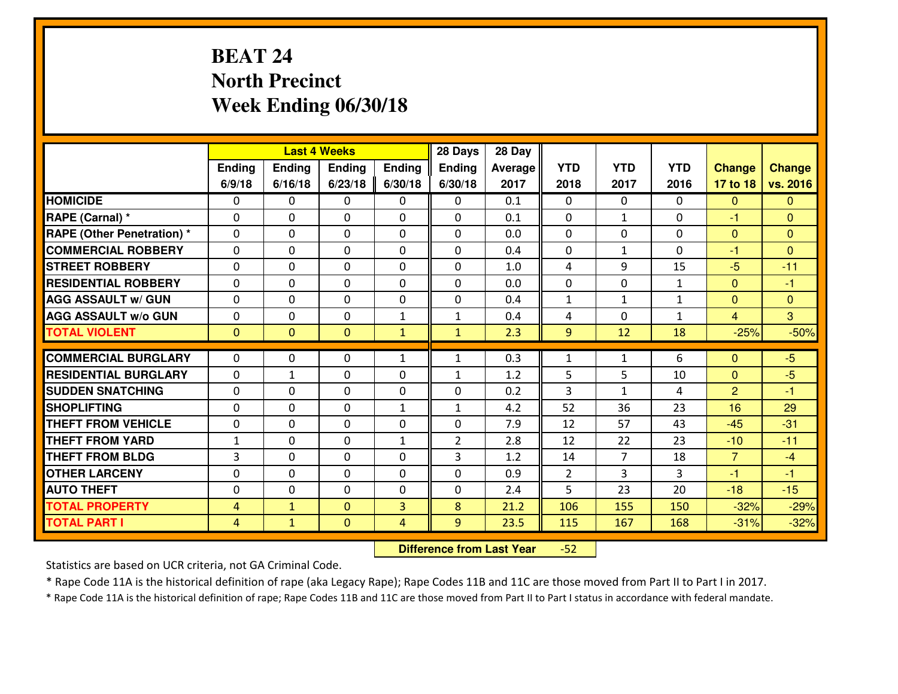# BEAT 24
# North Precinct
# Week Ending 06/30/18

| | Last 4 Weeks | | | | 28 Days | 28 Day | | | | | |
|---|---|---|---|---|---|---|---|---|---|---|---|
| | Ending 6/9/18 | Ending 6/16/18 | Ending 6/23/18 | Ending 6/30/18 | Ending 6/30/18 | Average 2017 | YTD 2018 | YTD 2017 | YTD 2016 | Change 17 to 18 | Change vs. 2016 |
| HOMICIDE | 0 | 0 | 0 | 0 | 0 | 0.1 | 0 | 0 | 0 | 0 | 0 |
| RAPE (Carnal) * | 0 | 0 | 0 | 0 | 0 | 0.1 | 0 | 1 | 0 | -1 | 0 |
| RAPE (Other Penetration) * | 0 | 0 | 0 | 0 | 0 | 0.0 | 0 | 0 | 0 | 0 | 0 |
| COMMERCIAL ROBBERY | 0 | 0 | 0 | 0 | 0 | 0.4 | 0 | 1 | 0 | -1 | 0 |
| STREET ROBBERY | 0 | 0 | 0 | 0 | 0 | 1.0 | 4 | 9 | 15 | -5 | -11 |
| RESIDENTIAL ROBBERY | 0 | 0 | 0 | 0 | 0 | 0.0 | 0 | 0 | 1 | 0 | -1 |
| AGG ASSAULT w/ GUN | 0 | 0 | 0 | 0 | 0 | 0.4 | 1 | 1 | 1 | 0 | 0 |
| AGG ASSAULT w/o GUN | 0 | 0 | 0 | 1 | 1 | 0.4 | 4 | 0 | 1 | 4 | 3 |
| TOTAL VIOLENT | 0 | 0 | 0 | 1 | 1 | 2.3 | 9 | 12 | 18 | -25% | -50% |
| COMMERCIAL BURGLARY | 0 | 0 | 0 | 1 | 1 | 0.3 | 1 | 1 | 6 | 0 | -5 |
| RESIDENTIAL BURGLARY | 0 | 1 | 0 | 0 | 1 | 1.2 | 5 | 5 | 10 | 0 | -5 |
| SUDDEN SNATCHING | 0 | 0 | 0 | 0 | 0 | 0.2 | 3 | 1 | 4 | 2 | -1 |
| SHOPLIFTING | 0 | 0 | 0 | 1 | 1 | 4.2 | 52 | 36 | 23 | 16 | 29 |
| THEFT FROM VEHICLE | 0 | 0 | 0 | 0 | 0 | 7.9 | 12 | 57 | 43 | -45 | -31 |
| THEFT FROM YARD | 1 | 0 | 0 | 1 | 2 | 2.8 | 12 | 22 | 23 | -10 | -11 |
| THEFT FROM BLDG | 3 | 0 | 0 | 0 | 3 | 1.2 | 14 | 7 | 18 | 7 | -4 |
| OTHER LARCENY | 0 | 0 | 0 | 0 | 0 | 0.9 | 2 | 3 | 3 | -1 | -1 |
| AUTO THEFT | 0 | 0 | 0 | 0 | 0 | 2.4 | 5 | 23 | 20 | -18 | -15 |
| TOTAL PROPERTY | 4 | 1 | 0 | 3 | 8 | 21.2 | 106 | 155 | 150 | -32% | -29% |
| TOTAL PART I | 4 | 1 | 0 | 4 | 9 | 23.5 | 115 | 167 | 168 | -31% | -32% |

**Difference from Last Year** -52

Statistics are based on UCR criteria, not GA Criminal Code.

* Rape Code 11A is the historical definition of rape (aka Legacy Rape); Rape Codes 11B and 11C are those moved from Part II to Part I in 2017.

* Rape Code 11A is the historical definition of rape; Rape Codes 11B and 11C are those moved from Part II to Part I status in accordance with federal mandate.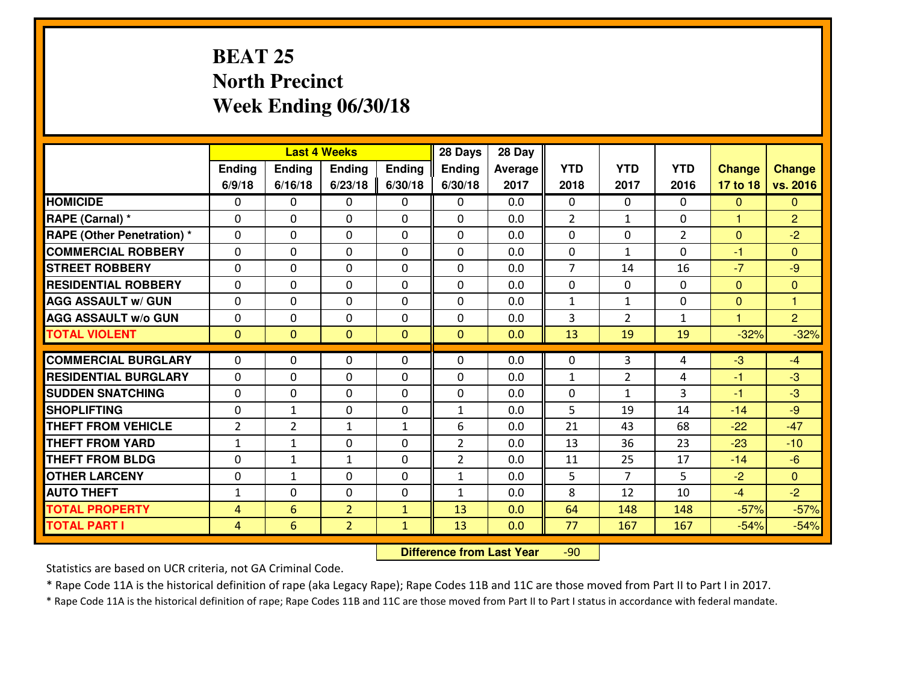# BEAT 25
## North Precinct
## Week Ending 06/30/18

| | Last 4 Weeks Ending 6/9/18 | Ending 6/16/18 | Ending 6/23/18 | Ending 6/30/18 | 28 Days Ending 6/30/18 | 28 Day Average 2017 | YTD 2018 | YTD 2017 | YTD 2016 | Change 17 to 18 | Change vs. 2016 |
|---|---|---|---|---|---|---|---|---|---|---|---|
| HOMICIDE | 0 | 0 | 0 | 0 | 0 | 0.0 | 0 | 0 | 0 | 0 | 0 |
| RAPE (Carnal) * | 0 | 0 | 0 | 0 | 0 | 0.0 | 2 | 1 | 0 | 1 | 2 |
| RAPE (Other Penetration) * | 0 | 0 | 0 | 0 | 0 | 0.0 | 0 | 0 | 2 | 0 | -2 |
| COMMERCIAL ROBBERY | 0 | 0 | 0 | 0 | 0 | 0.0 | 0 | 1 | 0 | -1 | 0 |
| STREET ROBBERY | 0 | 0 | 0 | 0 | 0 | 0.0 | 7 | 14 | 16 | -7 | -9 |
| RESIDENTIAL ROBBERY | 0 | 0 | 0 | 0 | 0 | 0.0 | 0 | 0 | 0 | 0 | 0 |
| AGG ASSAULT w/ GUN | 0 | 0 | 0 | 0 | 0 | 0.0 | 1 | 1 | 0 | 0 | 1 |
| AGG ASSAULT w/o GUN | 0 | 0 | 0 | 0 | 0 | 0.0 | 3 | 2 | 1 | 1 | 2 |
| TOTAL VIOLENT | 0 | 0 | 0 | 0 | 0 | 0.0 | 13 | 19 | 19 | -32% | -32% |
| COMMERCIAL BURGLARY | 0 | 0 | 0 | 0 | 0 | 0.0 | 0 | 3 | 4 | -3 | -4 |
| RESIDENTIAL BURGLARY | 0 | 0 | 0 | 0 | 0 | 0.0 | 1 | 2 | 4 | -1 | -3 |
| SUDDEN SNATCHING | 0 | 0 | 0 | 0 | 0 | 0.0 | 0 | 1 | 3 | -1 | -3 |
| SHOPLIFTING | 0 | 1 | 0 | 0 | 1 | 0.0 | 5 | 19 | 14 | -14 | -9 |
| THEFT FROM VEHICLE | 2 | 2 | 1 | 1 | 6 | 0.0 | 21 | 43 | 68 | -22 | -47 |
| THEFT FROM YARD | 1 | 1 | 0 | 0 | 2 | 0.0 | 13 | 36 | 23 | -23 | -10 |
| THEFT FROM BLDG | 0 | 1 | 1 | 0 | 2 | 0.0 | 11 | 25 | 17 | -14 | -6 |
| OTHER LARCENY | 0 | 1 | 0 | 0 | 1 | 0.0 | 5 | 7 | 5 | -2 | 0 |
| AUTO THEFT | 1 | 0 | 0 | 0 | 1 | 0.0 | 8 | 12 | 10 | -4 | -2 |
| TOTAL PROPERTY | 4 | 6 | 2 | 1 | 13 | 0.0 | 64 | 148 | 148 | -57% | -57% |
| TOTAL PART I | 4 | 6 | 2 | 1 | 13 | 0.0 | 77 | 167 | 167 | -54% | -54% |

**Difference from Last Year** -90

Statistics are based on UCR criteria, not GA Criminal Code.

* Rape Code 11A is the historical definition of rape (aka Legacy Rape); Rape Codes 11B and 11C are those moved from Part II to Part I in 2017.

* Rape Code 11A is the historical definition of rape; Rape Codes 11B and 11C are those moved from Part II to Part I status in accordance with federal mandate.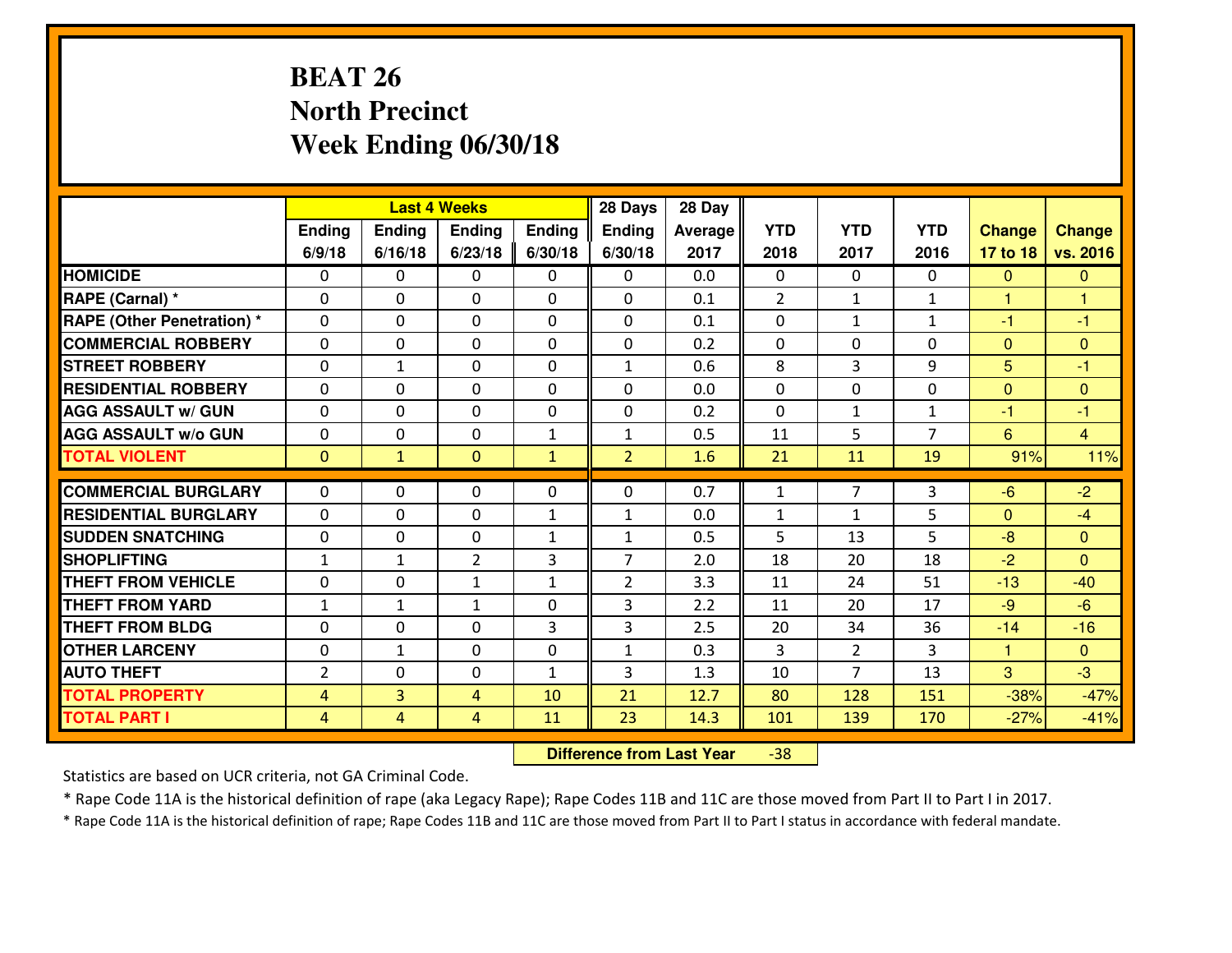# BEAT 26
## North Precinct
## Week Ending 06/30/18

| | Last 4 Weeks | | | | 28 Days | 28 Day | | | | | |
|---|---|---|---|---|---|---|---|---|---|---|---|
| | Ending 6/9/18 | Ending 6/16/18 | Ending 6/23/18 | Ending 6/30/18 | Ending 6/30/18 | Average 2017 | YTD 2018 | YTD 2017 | YTD 2016 | Change 17 to 18 | Change vs. 2016 |
| **HOMICIDE** | 0 | 0 | 0 | 0 | 0 | 0.0 | 0 | 0 | 0 | 0 | 0 |
| **RAPE (Carnal) *** | 0 | 0 | 0 | 0 | 0 | 0.1 | 2 | 1 | 1 | 1 | 1 |
| **RAPE (Other Penetration) *** | 0 | 0 | 0 | 0 | 0 | 0.1 | 0 | 1 | 1 | -1 | -1 |
| **COMMERCIAL ROBBERY** | 0 | 0 | 0 | 0 | 0 | 0.2 | 0 | 0 | 0 | 0 | 0 |
| **STREET ROBBERY** | 0 | 1 | 0 | 0 | 1 | 0.6 | 8 | 3 | 9 | 5 | -1 |
| **RESIDENTIAL ROBBERY** | 0 | 0 | 0 | 0 | 0 | 0.0 | 0 | 0 | 0 | 0 | 0 |
| **AGG ASSAULT w/ GUN** | 0 | 0 | 0 | 0 | 0 | 0.2 | 0 | 1 | 1 | -1 | -1 |
| **AGG ASSAULT w/o GUN** | 0 | 0 | 0 | 1 | 1 | 0.5 | 11 | 5 | 7 | 6 | 4 |
| **TOTAL VIOLENT** | 0 | 1 | 0 | 1 | 2 | 1.6 | 21 | 11 | 19 | 91% | 11% |
| **COMMERCIAL BURGLARY** | 0 | 0 | 0 | 0 | 0 | 0.7 | 1 | 7 | 3 | -6 | -2 |
| **RESIDENTIAL BURGLARY** | 0 | 0 | 0 | 1 | 1 | 0.0 | 1 | 1 | 5 | 0 | -4 |
| **SUDDEN SNATCHING** | 0 | 0 | 0 | 1 | 1 | 0.5 | 5 | 13 | 5 | -8 | 0 |
| **SHOPLIFTING** | 1 | 1 | 2 | 3 | 7 | 2.0 | 18 | 20 | 18 | -2 | 0 |
| **THEFT FROM VEHICLE** | 0 | 0 | 1 | 1 | 2 | 3.3 | 11 | 24 | 51 | -13 | -40 |
| **THEFT FROM YARD** | 1 | 1 | 1 | 0 | 3 | 2.2 | 11 | 20 | 17 | -9 | -6 |
| **THEFT FROM BLDG** | 0 | 0 | 0 | 3 | 3 | 2.5 | 20 | 34 | 36 | -14 | -16 |
| **OTHER LARCENY** | 0 | 1 | 0 | 0 | 1 | 0.3 | 3 | 2 | 3 | 1 | 0 |
| **AUTO THEFT** | 2 | 0 | 0 | 1 | 3 | 1.3 | 10 | 7 | 13 | 3 | -3 |
| **TOTAL PROPERTY** | 4 | 3 | 4 | 10 | 21 | 12.7 | 80 | 128 | 151 | -38% | -47% |
| **TOTAL PART I** | 4 | 4 | 4 | 11 | 23 | 14.3 | 101 | 139 | 170 | -27% | -41% |

**Difference from Last Year** -38

Statistics are based on UCR criteria, not GA Criminal Code.

* Rape Code 11A is the historical definition of rape (aka Legacy Rape); Rape Codes 11B and 11C are those moved from Part II to Part I in 2017.

* Rape Code 11A is the historical definition of rape; Rape Codes 11B and 11C are those moved from Part II to Part I status in accordance with federal mandate.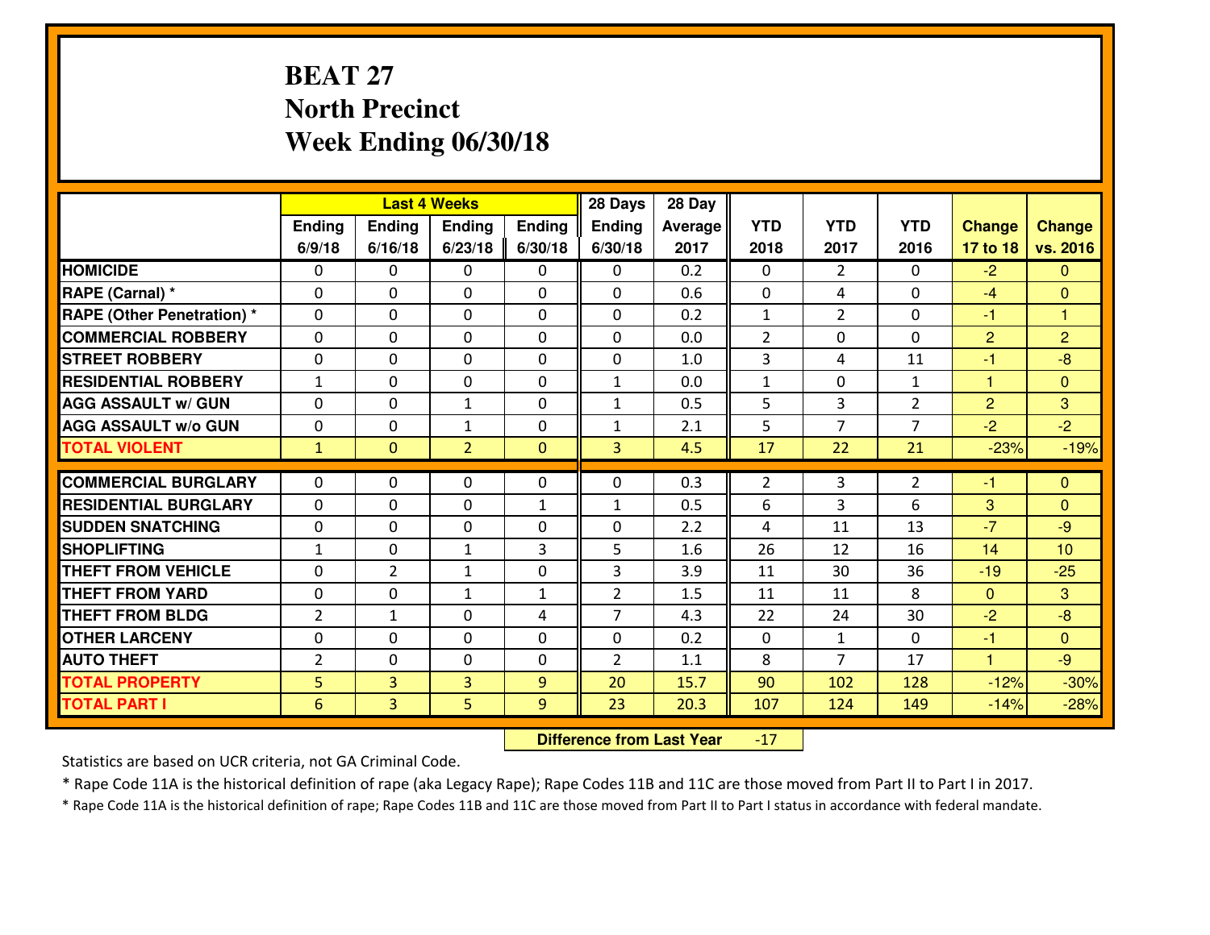# BEAT 27
# North Precinct
# Week Ending 06/30/18

| | Last 4 Weeks | | | | 28 Days | 28 Day | | | | | |
|---|---|---|---|---|---|---|---|---|---|---|---|
| | Ending 6/9/18 | Ending 6/16/18 | Ending 6/23/18 | Ending 6/30/18 | Ending 6/30/18 | Average 2017 | YTD 2018 | YTD 2017 | YTD 2016 | Change 17 to 18 | Change vs. 2016 |
| **HOMICIDE** | 0 | 0 | 0 | 0 | 0 | 0.2 | 0 | 2 | 0 | -2 | 0 |
| **RAPE (Carnal) *** | 0 | 0 | 0 | 0 | 0 | 0.6 | 0 | 4 | 0 | -4 | 0 |
| **RAPE (Other Penetration) *** | 0 | 0 | 0 | 0 | 0 | 0.2 | 1 | 2 | 0 | -1 | 1 |
| **COMMERCIAL ROBBERY** | 0 | 0 | 0 | 0 | 0 | 0.0 | 2 | 0 | 0 | 2 | 2 |
| **STREET ROBBERY** | 0 | 0 | 0 | 0 | 0 | 1.0 | 3 | 4 | 11 | -1 | -8 |
| **RESIDENTIAL ROBBERY** | 1 | 0 | 0 | 0 | 1 | 0.0 | 1 | 0 | 1 | 1 | 0 |
| **AGG ASSAULT w/ GUN** | 0 | 0 | 1 | 0 | 1 | 0.5 | 5 | 3 | 2 | 2 | 3 |
| **AGG ASSAULT w/o GUN** | 0 | 0 | 1 | 0 | 1 | 2.1 | 5 | 7 | 7 | -2 | -2 |
| **TOTAL VIOLENT** | 1 | 0 | 2 | 0 | 3 | 4.5 | 17 | 22 | 21 | -23% | -19% |
| **COMMERCIAL BURGLARY** | 0 | 0 | 0 | 0 | 0 | 0.3 | 2 | 3 | 2 | -1 | 0 |
| **RESIDENTIAL BURGLARY** | 0 | 0 | 0 | 1 | 1 | 0.5 | 6 | 3 | 6 | 3 | 0 |
| **SUDDEN SNATCHING** | 0 | 0 | 0 | 0 | 0 | 2.2 | 4 | 11 | 13 | -7 | -9 |
| **SHOPLIFTING** | 1 | 0 | 1 | 3 | 5 | 1.6 | 26 | 12 | 16 | 14 | 10 |
| **THEFT FROM VEHICLE** | 0 | 2 | 1 | 0 | 3 | 3.9 | 11 | 30 | 36 | -19 | -25 |
| **THEFT FROM YARD** | 0 | 0 | 1 | 1 | 2 | 1.5 | 11 | 11 | 8 | 0 | 3 |
| **THEFT FROM BLDG** | 2 | 1 | 0 | 4 | 7 | 4.3 | 22 | 24 | 30 | -2 | -8 |
| **OTHER LARCENY** | 0 | 0 | 0 | 0 | 0 | 0.2 | 0 | 1 | 0 | -1 | 0 |
| **AUTO THEFT** | 2 | 0 | 0 | 0 | 2 | 1.1 | 8 | 7 | 17 | 1 | -9 |
| **TOTAL PROPERTY** | 5 | 3 | 3 | 9 | 20 | 15.7 | 90 | 102 | 128 | -12% | -30% |
| **TOTAL PART I** | 6 | 3 | 5 | 9 | 23 | 20.3 | 107 | 124 | 149 | -14% | -28% |

**Difference from Last Year** -17

Statistics are based on UCR criteria, not GA Criminal Code.

* Rape Code 11A is the historical definition of rape (aka Legacy Rape); Rape Codes 11B and 11C are those moved from Part II to Part I in 2017.

* Rape Code 11A is the historical definition of rape; Rape Codes 11B and 11C are those moved from Part II to Part I status in accordance with federal mandate.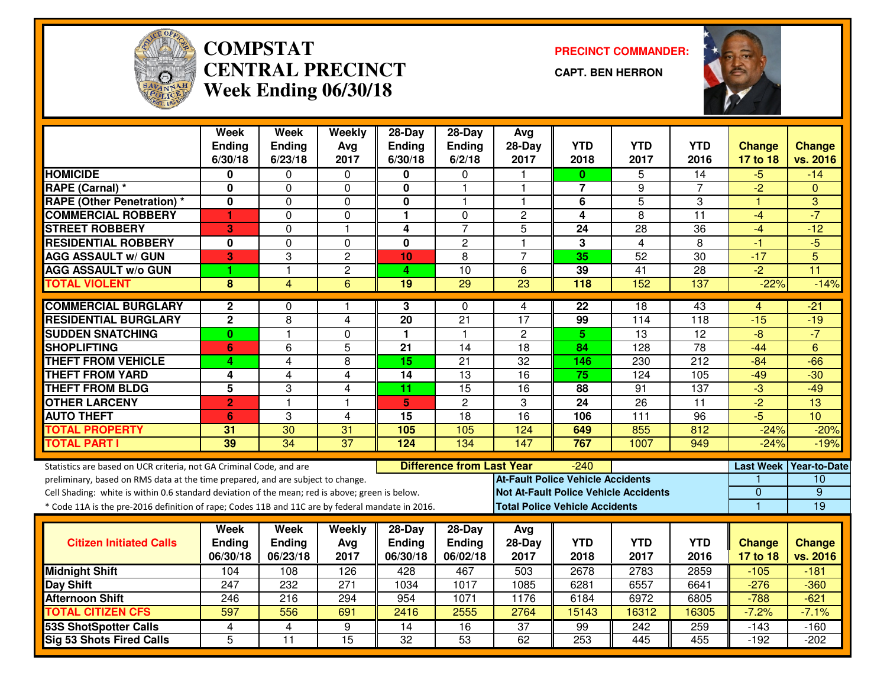# COMPSTAT CENTRAL PRECINCT
## Week Ending 06/30/18

**PRECINCT COMMANDER:**
**CAPT. BEN HERRON**

| | Week Ending 6/30/18 | Week Ending 6/23/18 | Weekly Avg 2017 | 28-Day Ending 6/30/18 | 28-Day Ending 6/2/18 | Avg 28-Day 2017 | YTD 2018 | YTD 2017 | YTD 2016 | Change 17 to 18 | Change vs. 2016 |
|---|---|---|---|---|---|---|---|---|---|---|---|
| HOMICIDE | 0 | 0 | 0 | 0 | 0 | 1 | 0 | 5 | 14 | -5 | -14 |
| RAPE (Carnal) * | 0 | 0 | 0 | 0 | 1 | 1 | 7 | 9 | 7 | -2 | 0 |
| RAPE (Other Penetration) * | 0 | 0 | 0 | 0 | 1 | 1 | 6 | 5 | 3 | 1 | 3 |
| COMMERCIAL ROBBERY | 1 | 0 | 0 | 1 | 0 | 2 | 4 | 8 | 11 | -4 | -7 |
| STREET ROBBERY | 3 | 0 | 1 | 4 | 7 | 5 | 24 | 28 | 36 | -4 | -12 |
| RESIDENTIAL ROBBERY | 0 | 0 | 0 | 0 | 2 | 1 | 3 | 4 | 8 | -1 | -5 |
| AGG ASSAULT w/ GUN | 3 | 3 | 2 | 10 | 8 | 7 | 35 | 52 | 30 | -17 | 5 |
| AGG ASSAULT w/o GUN | 1 | 1 | 2 | 4 | 10 | 6 | 39 | 41 | 28 | -2 | 11 |
| TOTAL VIOLENT | 8 | 4 | 6 | 19 | 29 | 23 | 118 | 152 | 137 | -22% | -14% |
| COMMERCIAL BURGLARY | 2 | 0 | 1 | 3 | 0 | 4 | 22 | 18 | 43 | 4 | -21 |
| RESIDENTIAL BURGLARY | 2 | 8 | 4 | 20 | 21 | 17 | 99 | 114 | 118 | -15 | -19 |
| SUDDEN SNATCHING | 0 | 1 | 0 | 1 | 1 | 2 | 5 | 13 | 12 | -8 | -7 |
| SHOPLIFTING | 6 | 6 | 5 | 21 | 14 | 18 | 84 | 128 | 78 | -44 | 6 |
| THEFT FROM VEHICLE | 4 | 4 | 8 | 15 | 21 | 32 | 146 | 230 | 212 | -84 | -66 |
| THEFT FROM YARD | 4 | 4 | 4 | 14 | 13 | 16 | 75 | 124 | 105 | -49 | -30 |
| THEFT FROM BLDG | 5 | 3 | 4 | 11 | 15 | 16 | 88 | 91 | 137 | -3 | -49 |
| OTHER LARCENY | 2 | 1 | 1 | 5 | 2 | 3 | 24 | 26 | 11 | -2 | 13 |
| AUTO THEFT | 6 | 3 | 4 | 15 | 18 | 16 | 106 | 111 | 96 | -5 | 10 |
| TOTAL PROPERTY | 31 | 30 | 31 | 105 | 105 | 124 | 649 | 855 | 812 | -24% | -20% |
| TOTAL PART I | 39 | 34 | 37 | 124 | 134 | 147 | 767 | 1007 | 949 | -24% | -19% |

Statistics are based on UCR criteria, not GA Criminal Code, and are preliminary, based on RMS data at the time prepared, and are subject to change.
Cell Shading: white is within 0.6 standard deviation of the mean; red is above; green is below.
* Code 11A is the pre-2016 definition of rape; Codes 11B and 11C are by federal mandate in 2016.

**Difference from Last Year:** -240

| | Last Week | Year-to-Date |
|---|---|---|
| At-Fault Police Vehicle Accidents | 1 | 10 |
| Not At-Fault Police Vehicle Accidents | 0 | 9 |
| Total Police Vehicle Accidents | 1 | 19 |

| Citizen Initiated Calls | Week Ending 06/30/18 | Week Ending 06/23/18 | Weekly Avg 2017 | 28-Day Ending 06/30/18 | 28-Day Ending 06/02/18 | Avg 28-Day 2017 | YTD 2018 | YTD 2017 | YTD 2016 | Change 17 to 18 | Change vs. 2016 |
|---|---|---|---|---|---|---|---|---|---|---|---|
| Midnight Shift | 104 | 108 | 126 | 428 | 467 | 503 | 2678 | 2783 | 2859 | -105 | -181 |
| Day Shift | 247 | 232 | 271 | 1034 | 1017 | 1085 | 6281 | 6557 | 6641 | -276 | -360 |
| Afternoon Shift | 246 | 216 | 294 | 954 | 1071 | 1176 | 6184 | 6972 | 6805 | -788 | -621 |
| TOTAL CITIZEN CFS | 597 | 556 | 691 | 2416 | 2555 | 2764 | 15143 | 16312 | 16305 | -7.2% | -7.1% |
| 53S ShotSpotter Calls | 4 | 4 | 9 | 14 | 16 | 37 | 99 | 242 | 259 | -143 | -160 |
| Sig 53 Shots Fired Calls | 5 | 11 | 15 | 32 | 53 | 62 | 253 | 445 | 455 | -192 | -202 |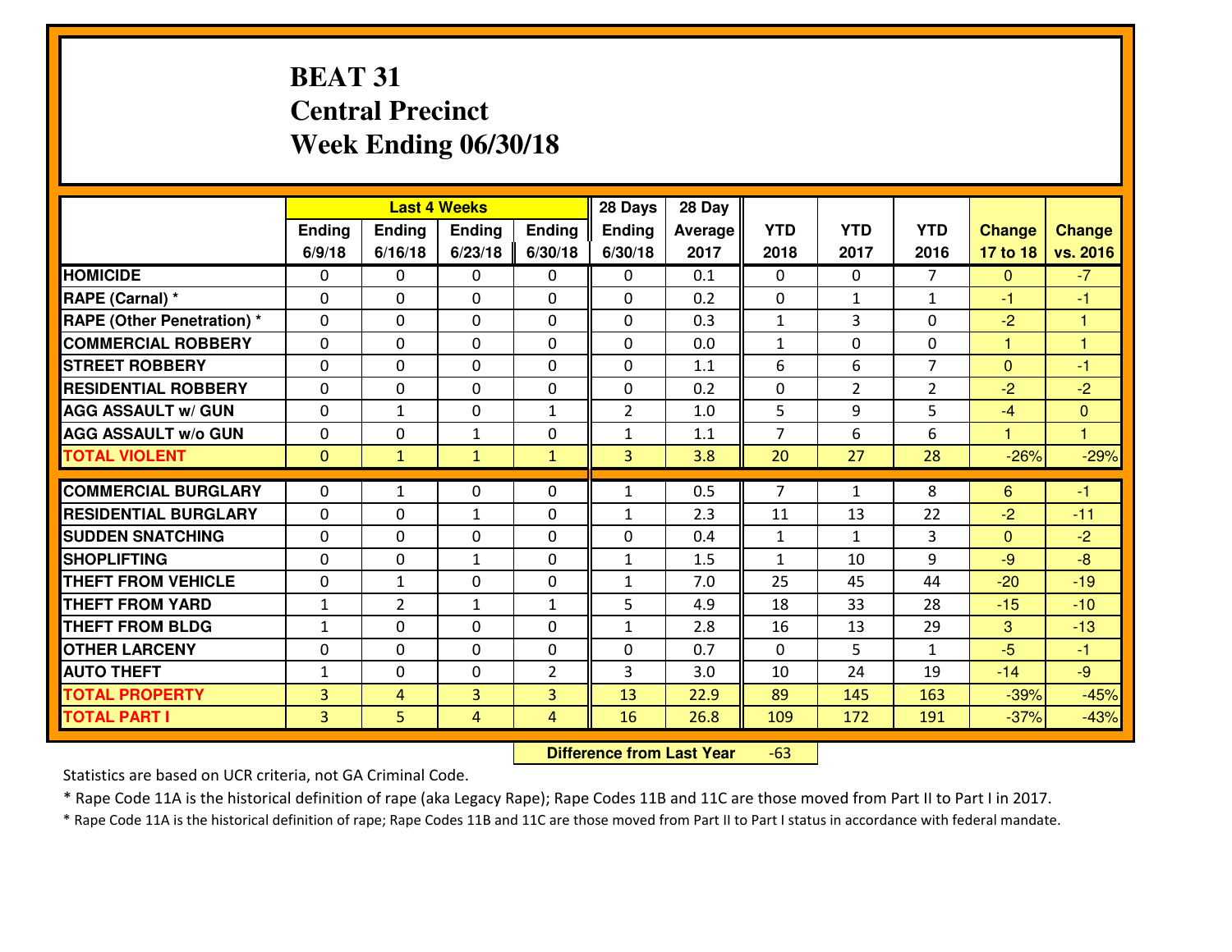# BEAT 31
## Central Precinct
## Week Ending 06/30/18

| | Last 4 Weeks | | | | 28 Days | 28 Day | | | | | |
|---|---|---|---|---|---|---|---|---|---|---|---|
| | Ending 6/9/18 | Ending 6/16/18 | Ending 6/23/18 | Ending 6/30/18 | Ending 6/30/18 | Average 2017 | YTD 2018 | YTD 2017 | YTD 2016 | Change 17 to 18 | Change vs. 2016 |
| **HOMICIDE** | 0 | 0 | 0 | 0 | 0 | 0.1 | 0 | 0 | 7 | 0 | -7 |
| **RAPE (Carnal) *** | 0 | 0 | 0 | 0 | 0 | 0.2 | 0 | 1 | 1 | -1 | -1 |
| **RAPE (Other Penetration) *** | 0 | 0 | 0 | 0 | 0 | 0.3 | 1 | 3 | 0 | -2 | 1 |
| **COMMERCIAL ROBBERY** | 0 | 0 | 0 | 0 | 0 | 0.0 | 1 | 0 | 0 | 1 | 1 |
| **STREET ROBBERY** | 0 | 0 | 0 | 0 | 0 | 1.1 | 6 | 6 | 7 | 0 | -1 |
| **RESIDENTIAL ROBBERY** | 0 | 0 | 0 | 0 | 0 | 0.2 | 0 | 2 | 2 | -2 | -2 |
| **AGG ASSAULT w/ GUN** | 0 | 1 | 0 | 1 | 2 | 1.0 | 5 | 9 | 5 | -4 | 0 |
| **AGG ASSAULT w/o GUN** | 0 | 0 | 1 | 0 | 1 | 1.1 | 7 | 6 | 6 | 1 | 1 |
| **TOTAL VIOLENT** | 0 | 1 | 1 | 1 | 3 | 3.8 | 20 | 27 | 28 | -26% | -29% |
| **COMMERCIAL BURGLARY** | 0 | 1 | 0 | 0 | 1 | 0.5 | 7 | 1 | 8 | 6 | -1 |
| **RESIDENTIAL BURGLARY** | 0 | 0 | 1 | 0 | 1 | 2.3 | 11 | 13 | 22 | -2 | -11 |
| **SUDDEN SNATCHING** | 0 | 0 | 0 | 0 | 0 | 0.4 | 1 | 1 | 3 | 0 | -2 |
| **SHOPLIFTING** | 0 | 0 | 1 | 0 | 1 | 1.5 | 1 | 10 | 9 | -9 | -8 |
| **THEFT FROM VEHICLE** | 0 | 1 | 0 | 0 | 1 | 7.0 | 25 | 45 | 44 | -20 | -19 |
| **THEFT FROM YARD** | 1 | 2 | 1 | 1 | 5 | 4.9 | 18 | 33 | 28 | -15 | -10 |
| **THEFT FROM BLDG** | 1 | 0 | 0 | 0 | 1 | 2.8 | 16 | 13 | 29 | 3 | -13 |
| **OTHER LARCENY** | 0 | 0 | 0 | 0 | 0 | 0.7 | 0 | 5 | 1 | -5 | -1 |
| **AUTO THEFT** | 1 | 0 | 0 | 2 | 3 | 3.0 | 10 | 24 | 19 | -14 | -9 |
| **TOTAL PROPERTY** | 3 | 4 | 3 | 3 | 13 | 22.9 | 89 | 145 | 163 | -39% | -45% |
| **TOTAL PART I** | 3 | 5 | 4 | 4 | 16 | 26.8 | 109 | 172 | 191 | -37% | -43% |

**Difference from Last Year** -63

Statistics are based on UCR criteria, not GA Criminal Code.

* Rape Code 11A is the historical definition of rape (aka Legacy Rape); Rape Codes 11B and 11C are those moved from Part II to Part I in 2017.

* Rape Code 11A is the historical definition of rape; Rape Codes 11B and 11C are those moved from Part II to Part I status in accordance with federal mandate.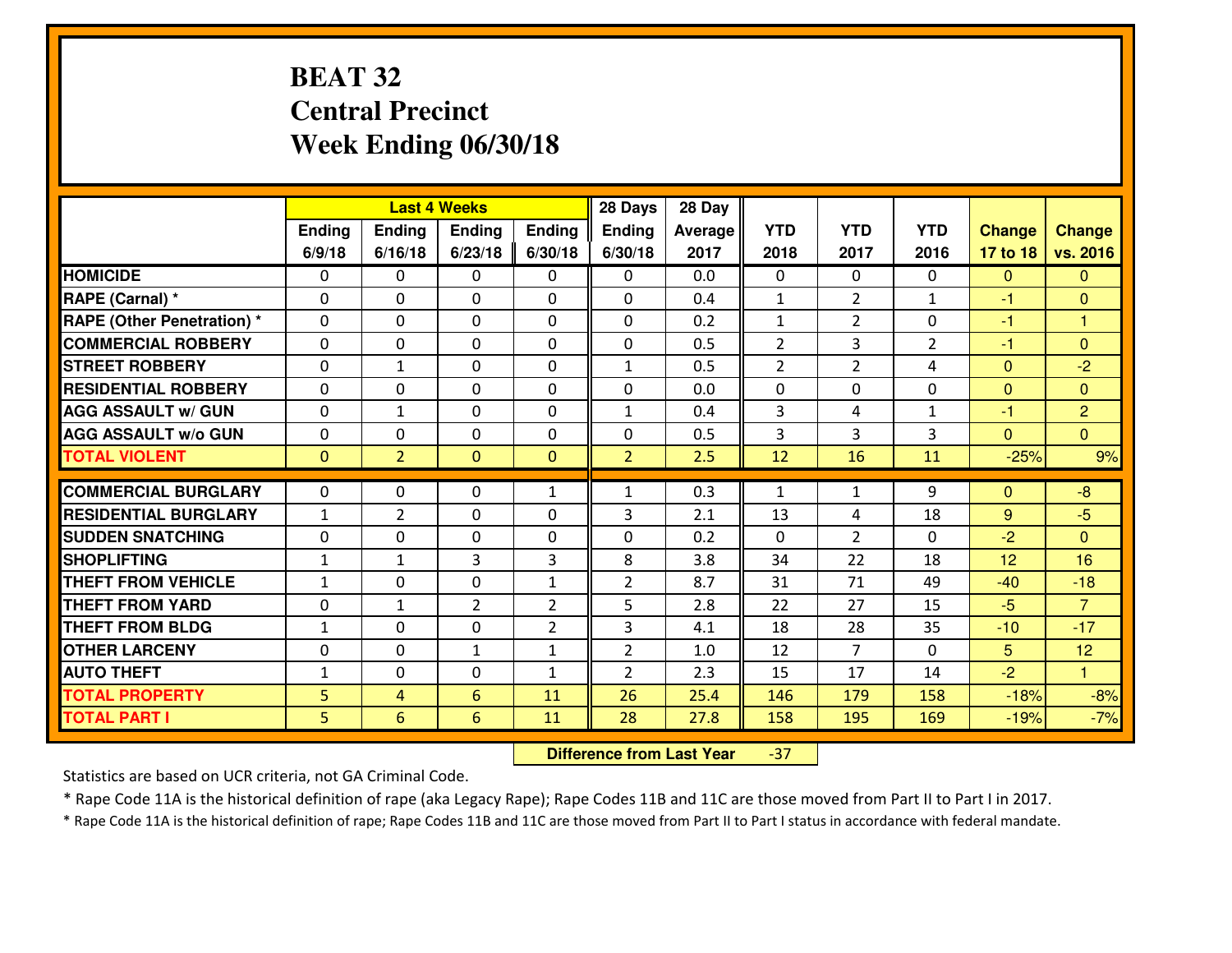# BEAT 32
# Central Precinct
# Week Ending 06/30/18

| | Last 4 Weeks | | | | 28 Days | 28 Day | | | | | |
|---|---|---|---|---|---|---|---|---|---|---|---|
| | Ending 6/9/18 | Ending 6/16/18 | Ending 6/23/18 | Ending 6/30/18 | Ending 6/30/18 | Average 2017 | YTD 2018 | YTD 2017 | YTD 2016 | Change 17 to 18 | Change vs. 2016 |
| **HOMICIDE** | 0 | 0 | 0 | 0 | 0 | 0.0 | 0 | 0 | 0 | 0 | 0 |
| **RAPE (Carnal) *** | 0 | 0 | 0 | 0 | 0 | 0.4 | 1 | 2 | 1 | -1 | 0 |
| **RAPE (Other Penetration) *** | 0 | 0 | 0 | 0 | 0 | 0.2 | 1 | 2 | 0 | -1 | 1 |
| **COMMERCIAL ROBBERY** | 0 | 0 | 0 | 0 | 0 | 0.5 | 2 | 3 | 2 | -1 | 0 |
| **STREET ROBBERY** | 0 | 1 | 0 | 0 | 1 | 0.5 | 2 | 2 | 4 | 0 | -2 |
| **RESIDENTIAL ROBBERY** | 0 | 0 | 0 | 0 | 0 | 0.0 | 0 | 0 | 0 | 0 | 0 |
| **AGG ASSAULT w/ GUN** | 0 | 1 | 0 | 0 | 1 | 0.4 | 3 | 4 | 1 | -1 | 2 |
| **AGG ASSAULT w/o GUN** | 0 | 0 | 0 | 0 | 0 | 0.5 | 3 | 3 | 3 | 0 | 0 |
| **TOTAL VIOLENT** | 0 | 2 | 0 | 0 | 2 | 2.5 | 12 | 16 | 11 | -25% | 9% |
| **COMMERCIAL BURGLARY** | 0 | 0 | 0 | 1 | 1 | 0.3 | 1 | 1 | 9 | 0 | -8 |
| **RESIDENTIAL BURGLARY** | 1 | 2 | 0 | 0 | 3 | 2.1 | 13 | 4 | 18 | 9 | -5 |
| **SUDDEN SNATCHING** | 0 | 0 | 0 | 0 | 0 | 0.2 | 0 | 2 | 0 | -2 | 0 |
| **SHOPLIFTING** | 1 | 1 | 3 | 3 | 8 | 3.8 | 34 | 22 | 18 | 12 | 16 |
| **THEFT FROM VEHICLE** | 1 | 0 | 0 | 1 | 2 | 8.7 | 31 | 71 | 49 | -40 | -18 |
| **THEFT FROM YARD** | 0 | 1 | 2 | 2 | 5 | 2.8 | 22 | 27 | 15 | -5 | 7 |
| **THEFT FROM BLDG** | 1 | 0 | 0 | 2 | 3 | 4.1 | 18 | 28 | 35 | -10 | -17 |
| **OTHER LARCENY** | 0 | 0 | 1 | 1 | 2 | 1.0 | 12 | 7 | 0 | 5 | 12 |
| **AUTO THEFT** | 1 | 0 | 0 | 1 | 2 | 2.3 | 15 | 17 | 14 | -2 | 1 |
| **TOTAL PROPERTY** | 5 | 4 | 6 | 11 | 26 | 25.4 | 146 | 179 | 158 | -18% | -8% |
| **TOTAL PART I** | 5 | 6 | 6 | 11 | 28 | 27.8 | 158 | 195 | 169 | -19% | -7% |

**Difference from Last Year** -37

Statistics are based on UCR criteria, not GA Criminal Code.

* Rape Code 11A is the historical definition of rape (aka Legacy Rape); Rape Codes 11B and 11C are those moved from Part II to Part I in 2017.

* Rape Code 11A is the historical definition of rape; Rape Codes 11B and 11C are those moved from Part II to Part I status in accordance with federal mandate.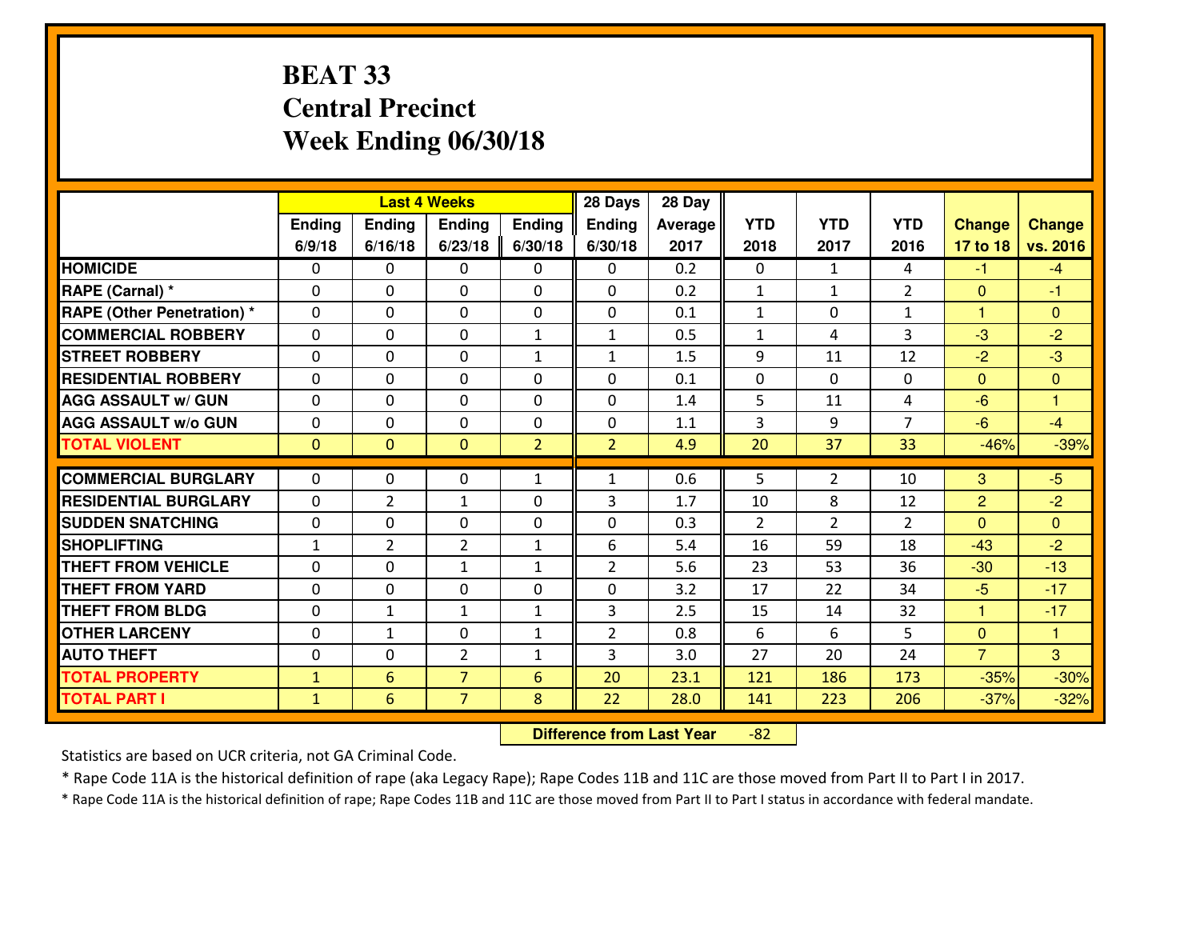# BEAT 33
# Central Precinct
# Week Ending 06/30/18

| | Last 4 Weeks | | | | 28 Days | 28 Day | | | | | |
|---|---|---|---|---|---|---|---|---|---|---|---|
| | Ending 6/9/18 | Ending 6/16/18 | Ending 6/23/18 | Ending 6/30/18 | Ending 6/30/18 | Average 2017 | YTD 2018 | YTD 2017 | YTD 2016 | Change 17 to 18 | Change vs. 2016 |
| **HOMICIDE** | 0 | 0 | 0 | 0 | 0 | 0.2 | 0 | 1 | 4 | -1 | -4 |
| **RAPE (Carnal) *** | 0 | 0 | 0 | 0 | 0 | 0.2 | 1 | 1 | 2 | 0 | -1 |
| **RAPE (Other Penetration) *** | 0 | 0 | 0 | 0 | 0 | 0.1 | 1 | 0 | 1 | 1 | 0 |
| **COMMERCIAL ROBBERY** | 0 | 0 | 0 | 1 | 1 | 0.5 | 1 | 4 | 3 | -3 | -2 |
| **STREET ROBBERY** | 0 | 0 | 0 | 1 | 1 | 1.5 | 9 | 11 | 12 | -2 | -3 |
| **RESIDENTIAL ROBBERY** | 0 | 0 | 0 | 0 | 0 | 0.1 | 0 | 0 | 0 | 0 | 0 |
| **AGG ASSAULT w/ GUN** | 0 | 0 | 0 | 0 | 0 | 1.4 | 5 | 11 | 4 | -6 | 1 |
| **AGG ASSAULT w/o GUN** | 0 | 0 | 0 | 0 | 0 | 1.1 | 3 | 9 | 7 | -6 | -4 |
| **TOTAL VIOLENT** | 0 | 0 | 0 | 2 | 2 | 4.9 | 20 | 37 | 33 | -46% | -39% |
| **COMMERCIAL BURGLARY** | 0 | 0 | 0 | 1 | 1 | 0.6 | 5 | 2 | 10 | 3 | -5 |
| **RESIDENTIAL BURGLARY** | 0 | 2 | 1 | 0 | 3 | 1.7 | 10 | 8 | 12 | 2 | -2 |
| **SUDDEN SNATCHING** | 0 | 0 | 0 | 0 | 0 | 0.3 | 2 | 2 | 2 | 0 | 0 |
| **SHOPLIFTING** | 1 | 2 | 2 | 1 | 6 | 5.4 | 16 | 59 | 18 | -43 | -2 |
| **THEFT FROM VEHICLE** | 0 | 0 | 1 | 1 | 2 | 5.6 | 23 | 53 | 36 | -30 | -13 |
| **THEFT FROM YARD** | 0 | 0 | 0 | 0 | 0 | 3.2 | 17 | 22 | 34 | -5 | -17 |
| **THEFT FROM BLDG** | 0 | 1 | 1 | 1 | 3 | 2.5 | 15 | 14 | 32 | 1 | -17 |
| **OTHER LARCENY** | 0 | 1 | 0 | 1 | 2 | 0.8 | 6 | 6 | 5 | 0 | 1 |
| **AUTO THEFT** | 0 | 0 | 2 | 1 | 3 | 3.0 | 27 | 20 | 24 | 7 | 3 |
| **TOTAL PROPERTY** | 1 | 6 | 7 | 6 | 20 | 23.1 | 121 | 186 | 173 | -35% | -30% |
| **TOTAL PART I** | 1 | 6 | 7 | 8 | 22 | 28.0 | 141 | 223 | 206 | -37% | -32% |

**Difference from Last Year** -82

Statistics are based on UCR criteria, not GA Criminal Code.

* Rape Code 11A is the historical definition of rape (aka Legacy Rape); Rape Codes 11B and 11C are those moved from Part II to Part I in 2017.

* Rape Code 11A is the historical definition of rape; Rape Codes 11B and 11C are those moved from Part II to Part I status in accordance with federal mandate.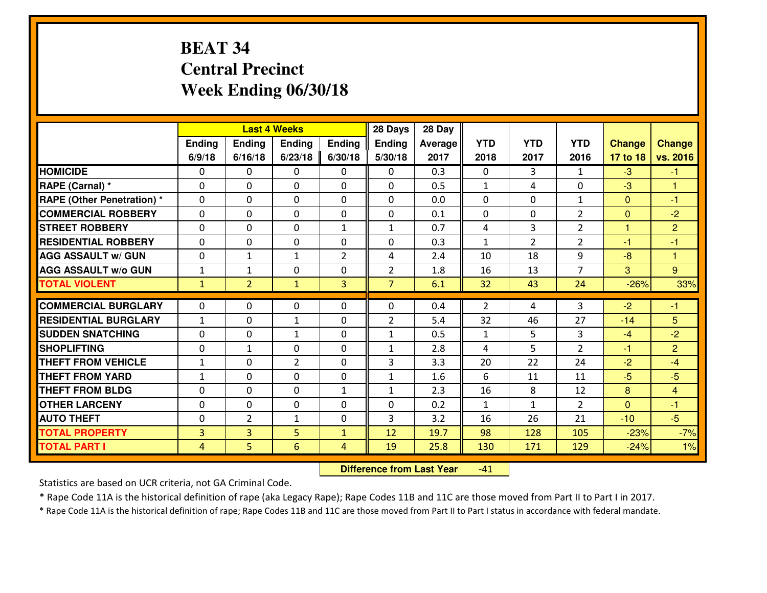# BEAT 34
## Central Precinct
## Week Ending 06/30/18

| | Last 4 Weeks | | | | 28 Days | 28 Day | | | | | |
|---|---|---|---|---|---|---|---|---|---|---|---|
| | Ending 6/9/18 | Ending 6/16/18 | Ending 6/23/18 | Ending 6/30/18 | Ending 5/30/18 | Average 2017 | YTD 2018 | YTD 2017 | YTD 2016 | Change 17 to 18 | Change vs. 2016 |
| HOMICIDE | 0 | 0 | 0 | 0 | 0 | 0.3 | 0 | 3 | 1 | -3 | -1 |
| RAPE (Carnal) * | 0 | 0 | 0 | 0 | 0 | 0.5 | 1 | 4 | 0 | -3 | 1 |
| RAPE (Other Penetration) * | 0 | 0 | 0 | 0 | 0 | 0.0 | 0 | 0 | 1 | 0 | -1 |
| COMMERCIAL ROBBERY | 0 | 0 | 0 | 0 | 0 | 0.1 | 0 | 0 | 2 | 0 | -2 |
| STREET ROBBERY | 0 | 0 | 0 | 1 | 1 | 0.7 | 4 | 3 | 2 | 1 | 2 |
| RESIDENTIAL ROBBERY | 0 | 0 | 0 | 0 | 0 | 0.3 | 1 | 2 | 2 | -1 | -1 |
| AGG ASSAULT w/ GUN | 0 | 1 | 1 | 2 | 4 | 2.4 | 10 | 18 | 9 | -8 | 1 |
| AGG ASSAULT w/o GUN | 1 | 1 | 0 | 0 | 2 | 1.8 | 16 | 13 | 7 | 3 | 9 |
| TOTAL VIOLENT | 1 | 2 | 1 | 3 | 7 | 6.1 | 32 | 43 | 24 | -26% | 33% |
| COMMERCIAL BURGLARY | 0 | 0 | 0 | 0 | 0 | 0.4 | 2 | 4 | 3 | -2 | -1 |
| RESIDENTIAL BURGLARY | 1 | 0 | 1 | 0 | 2 | 5.4 | 32 | 46 | 27 | -14 | 5 |
| SUDDEN SNATCHING | 0 | 0 | 1 | 0 | 1 | 0.5 | 1 | 5 | 3 | -4 | -2 |
| SHOPLIFTING | 0 | 1 | 0 | 0 | 1 | 2.8 | 4 | 5 | 2 | -1 | 2 |
| THEFT FROM VEHICLE | 1 | 0 | 2 | 0 | 3 | 3.3 | 20 | 22 | 24 | -2 | -4 |
| THEFT FROM YARD | 1 | 0 | 0 | 0 | 1 | 1.6 | 6 | 11 | 11 | -5 | -5 |
| THEFT FROM BLDG | 0 | 0 | 0 | 1 | 1 | 2.3 | 16 | 8 | 12 | 8 | 4 |
| OTHER LARCENY | 0 | 0 | 0 | 0 | 0 | 0.2 | 1 | 1 | 2 | 0 | -1 |
| AUTO THEFT | 0 | 2 | 1 | 0 | 3 | 3.2 | 16 | 26 | 21 | -10 | -5 |
| TOTAL PROPERTY | 3 | 3 | 5 | 1 | 12 | 19.7 | 98 | 128 | 105 | -23% | -7% |
| TOTAL PART I | 4 | 5 | 6 | 4 | 19 | 25.8 | 130 | 171 | 129 | -24% | 1% |

**Difference from Last Year** -41

Statistics are based on UCR criteria, not GA Criminal Code.

* Rape Code 11A is the historical definition of rape (aka Legacy Rape); Rape Codes 11B and 11C are those moved from Part II to Part I in 2017.

* Rape Code 11A is the historical definition of rape; Rape Codes 11B and 11C are those moved from Part II to Part I status in accordance with federal mandate.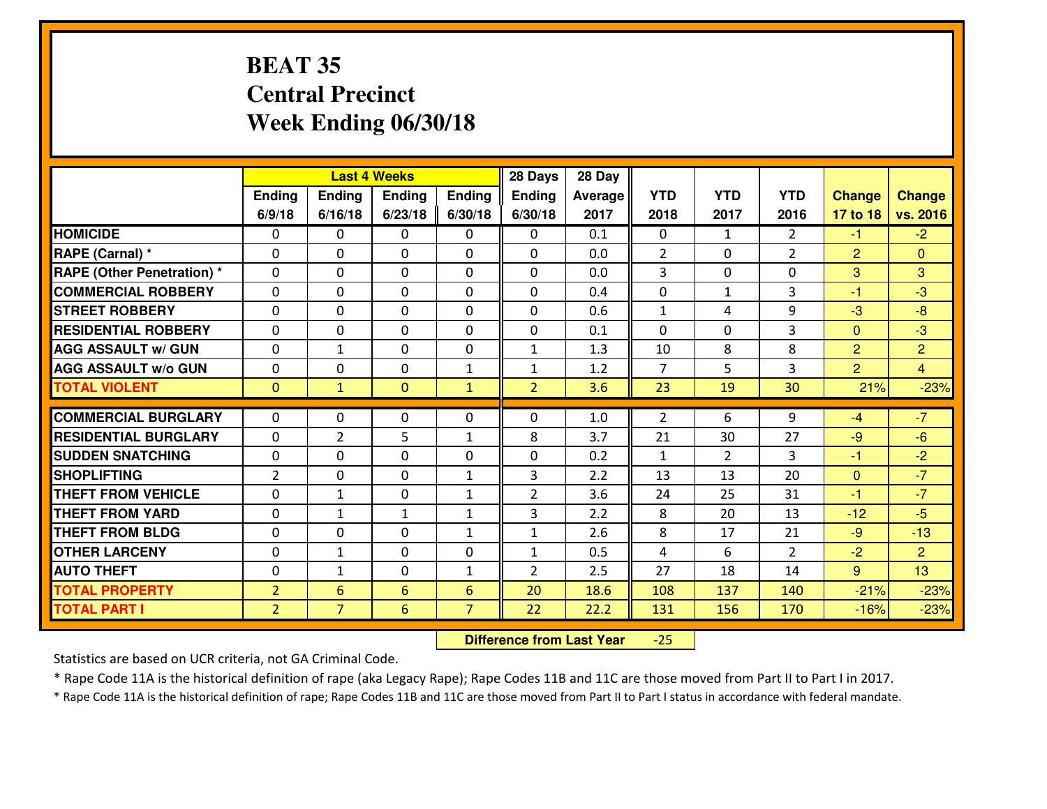# BEAT 35
## Central Precinct
## Week Ending 06/30/18

| | Last 4 Weeks | | | | 28 Days | 28 Day | | | | | |
|---|---|---|---|---|---|---|---|---|---|---|---|
| | Ending 6/9/18 | Ending 6/16/18 | Ending 6/23/18 | Ending 6/30/18 | Ending 6/30/18 | Average 2017 | YTD 2018 | YTD 2017 | YTD 2016 | Change 17 to 18 | Change vs. 2016 |
| HOMICIDE | 0 | 0 | 0 | 0 | 0 | 0.1 | 0 | 1 | 2 | -1 | -2 |
| RAPE (Carnal) * | 0 | 0 | 0 | 0 | 0 | 0.0 | 2 | 0 | 2 | 2 | 0 |
| RAPE (Other Penetration) * | 0 | 0 | 0 | 0 | 0 | 0.0 | 3 | 0 | 0 | 3 | 3 |
| COMMERCIAL ROBBERY | 0 | 0 | 0 | 0 | 0 | 0.4 | 0 | 1 | 3 | -1 | -3 |
| STREET ROBBERY | 0 | 0 | 0 | 0 | 0 | 0.6 | 1 | 4 | 9 | -3 | -8 |
| RESIDENTIAL ROBBERY | 0 | 0 | 0 | 0 | 0 | 0.1 | 0 | 0 | 3 | 0 | -3 |
| AGG ASSAULT w/ GUN | 0 | 1 | 0 | 0 | 1 | 1.3 | 10 | 8 | 8 | 2 | 2 |
| AGG ASSAULT w/o GUN | 0 | 0 | 0 | 1 | 1 | 1.2 | 7 | 5 | 3 | 2 | 4 |
| TOTAL VIOLENT | 0 | 1 | 0 | 1 | 2 | 3.6 | 23 | 19 | 30 | 21% | -23% |
| COMMERCIAL BURGLARY | 0 | 0 | 0 | 0 | 0 | 1.0 | 2 | 6 | 9 | -4 | -7 |
| RESIDENTIAL BURGLARY | 0 | 2 | 5 | 1 | 8 | 3.7 | 21 | 30 | 27 | -9 | -6 |
| SUDDEN SNATCHING | 0 | 0 | 0 | 0 | 0 | 0.2 | 1 | 2 | 3 | -1 | -2 |
| SHOPLIFTING | 2 | 0 | 0 | 1 | 3 | 2.2 | 13 | 13 | 20 | 0 | -7 |
| THEFT FROM VEHICLE | 0 | 1 | 0 | 1 | 2 | 3.6 | 24 | 25 | 31 | -1 | -7 |
| THEFT FROM YARD | 0 | 1 | 1 | 1 | 3 | 2.2 | 8 | 20 | 13 | -12 | -5 |
| THEFT FROM BLDG | 0 | 0 | 0 | 1 | 1 | 2.6 | 8 | 17 | 21 | -9 | -13 |
| OTHER LARCENY | 0 | 1 | 0 | 0 | 1 | 0.5 | 4 | 6 | 2 | -2 | 2 |
| AUTO THEFT | 0 | 1 | 0 | 1 | 2 | 2.5 | 27 | 18 | 14 | 9 | 13 |
| TOTAL PROPERTY | 2 | 6 | 6 | 6 | 20 | 18.6 | 108 | 137 | 140 | -21% | -23% |
| TOTAL PART I | 2 | 7 | 6 | 7 | 22 | 22.2 | 131 | 156 | 170 | -16% | -23% |

**Difference from Last Year** -25

Statistics are based on UCR criteria, not GA Criminal Code.

* Rape Code 11A is the historical definition of rape (aka Legacy Rape); Rape Codes 11B and 11C are those moved from Part II to Part I in 2017.

* Rape Code 11A is the historical definition of rape; Rape Codes 11B and 11C are those moved from Part II to Part I status in accordance with federal mandate.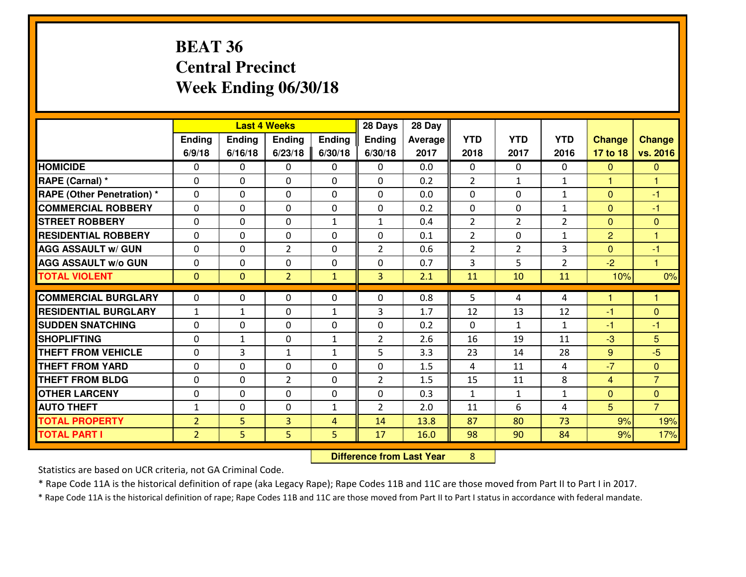# BEAT 36
# Central Precinct
# Week Ending 06/30/18

| | Last 4 Weeks | | | | 28 Days | 28 Day | | | | | |
|---|---|---|---|---|---|---|---|---|---|---|---|
| | Ending 6/9/18 | Ending 6/16/18 | Ending 6/23/18 | Ending 6/30/18 | Ending 6/30/18 | Average 2017 | YTD 2018 | YTD 2017 | YTD 2016 | Change 17 to 18 | Change vs. 2016 |
| HOMICIDE | 0 | 0 | 0 | 0 | 0 | 0.0 | 0 | 0 | 0 | 0 | 0 |
| RAPE (Carnal) * | 0 | 0 | 0 | 0 | 0 | 0.2 | 2 | 1 | 1 | 1 | 1 |
| RAPE (Other Penetration) * | 0 | 0 | 0 | 0 | 0 | 0.0 | 0 | 0 | 1 | 0 | -1 |
| COMMERCIAL ROBBERY | 0 | 0 | 0 | 0 | 0 | 0.2 | 0 | 0 | 1 | 0 | -1 |
| STREET ROBBERY | 0 | 0 | 0 | 1 | 1 | 0.4 | 2 | 2 | 2 | 0 | 0 |
| RESIDENTIAL ROBBERY | 0 | 0 | 0 | 0 | 0 | 0.1 | 2 | 0 | 1 | 2 | 1 |
| AGG ASSAULT w/ GUN | 0 | 0 | 2 | 0 | 2 | 0.6 | 2 | 2 | 3 | 0 | -1 |
| AGG ASSAULT w/o GUN | 0 | 0 | 0 | 0 | 0 | 0.7 | 3 | 5 | 2 | -2 | 1 |
| TOTAL VIOLENT | 0 | 0 | 2 | 1 | 3 | 2.1 | 11 | 10 | 11 | 10% | 0% |
| COMMERCIAL BURGLARY | 0 | 0 | 0 | 0 | 0 | 0.8 | 5 | 4 | 4 | 1 | 1 |
| RESIDENTIAL BURGLARY | 1 | 1 | 0 | 1 | 3 | 1.7 | 12 | 13 | 12 | -1 | 0 |
| SUDDEN SNATCHING | 0 | 0 | 0 | 0 | 0 | 0.2 | 0 | 1 | 1 | -1 | -1 |
| SHOPLIFTING | 0 | 1 | 0 | 1 | 2 | 2.6 | 16 | 19 | 11 | -3 | 5 |
| THEFT FROM VEHICLE | 0 | 3 | 1 | 1 | 5 | 3.3 | 23 | 14 | 28 | 9 | -5 |
| THEFT FROM YARD | 0 | 0 | 0 | 0 | 0 | 1.5 | 4 | 11 | 4 | -7 | 0 |
| THEFT FROM BLDG | 0 | 0 | 2 | 0 | 2 | 1.5 | 15 | 11 | 8 | 4 | 7 |
| OTHER LARCENY | 0 | 0 | 0 | 0 | 0 | 0.3 | 1 | 1 | 1 | 0 | 0 |
| AUTO THEFT | 1 | 0 | 0 | 1 | 2 | 2.0 | 11 | 6 | 4 | 5 | 7 |
| TOTAL PROPERTY | 2 | 5 | 3 | 4 | 14 | 13.8 | 87 | 80 | 73 | 9% | 19% |
| TOTAL PART I | 2 | 5 | 5 | 5 | 17 | 16.0 | 98 | 90 | 84 | 9% | 17% |

**Difference from Last Year** 8

Statistics are based on UCR criteria, not GA Criminal Code.

* Rape Code 11A is the historical definition of rape (aka Legacy Rape); Rape Codes 11B and 11C are those moved from Part II to Part I in 2017.

* Rape Code 11A is the historical definition of rape; Rape Codes 11B and 11C are those moved from Part II to Part I status in accordance with federal mandate.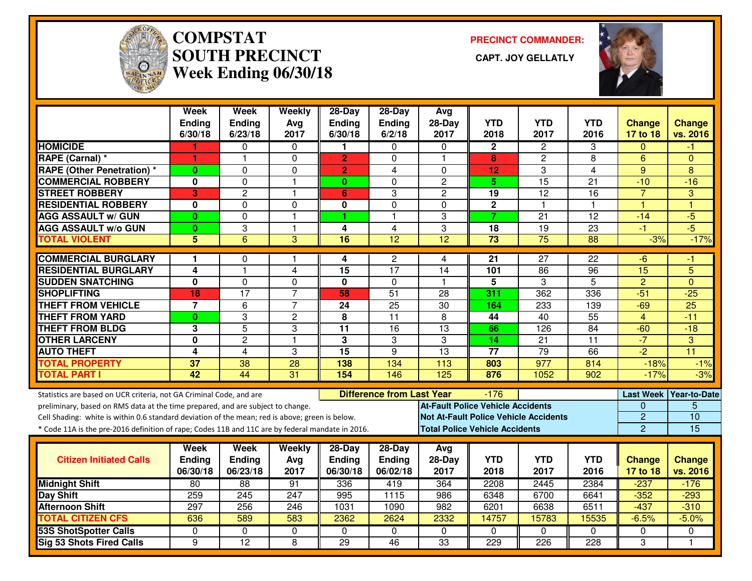# COMPSTAT SOUTH PRECINCT
## Week Ending 06/30/18

**PRECINCT COMMANDER:**

**CAPT. JOY GELLATLY**

| | Week Ending 6/30/18 | Week Ending 6/23/18 | Weekly Avg 2017 | 28-Day Ending 6/30/18 | 28-Day Ending 6/2/18 | Avg 28-Day 2017 | YTD 2018 | YTD 2017 | YTD 2016 | Change 17 to 18 | Change vs. 2016 |
|---|---|---|---|---|---|---|---|---|---|---|---|
| HOMICIDE | 1 | 0 | 0 | 1 | 0 | 0 | 2 | 2 | 3 | 0 | -1 |
| RAPE (Carnal) * | 1 | 1 | 0 | 2 | 0 | 1 | 8 | 2 | 8 | 6 | 0 |
| RAPE (Other Penetration) * | 0 | 0 | 0 | 2 | 4 | 0 | 12 | 3 | 4 | 9 | 8 |
| COMMERCIAL ROBBERY | 0 | 0 | 1 | 0 | 0 | 2 | 5 | 15 | 21 | -10 | -16 |
| STREET ROBBERY | 3 | 2 | 1 | 6 | 3 | 2 | 19 | 12 | 16 | 7 | 3 |
| RESIDENTIAL ROBBERY | 0 | 0 | 0 | 0 | 0 | 0 | 2 | 1 | 1 | 1 | 1 |
| AGG ASSAULT w/ GUN | 0 | 0 | 1 | 1 | 1 | 3 | 7 | 21 | 12 | -14 | -5 |
| AGG ASSAULT w/o GUN | 0 | 3 | 1 | 4 | 4 | 3 | 18 | 19 | 23 | -1 | -5 |
| TOTAL VIOLENT | 5 | 6 | 3 | 16 | 12 | 12 | 73 | 75 | 88 | -3% | -17% |
| COMMERCIAL BURGLARY | 1 | 0 | 1 | 4 | 2 | 4 | 21 | 27 | 22 | -6 | -1 |
| RESIDENTIAL BURGLARY | 4 | 1 | 4 | 15 | 17 | 14 | 101 | 86 | 96 | 15 | 5 |
| SUDDEN SNATCHING | 0 | 0 | 0 | 0 | 0 | 1 | 5 | 3 | 5 | 2 | 0 |
| SHOPLIFTING | 18 | 17 | 7 | 58 | 51 | 28 | 311 | 362 | 336 | -51 | -25 |
| THEFT FROM VEHICLE | 7 | 6 | 7 | 24 | 25 | 30 | 164 | 233 | 139 | -69 | 25 |
| THEFT FROM YARD | 0 | 3 | 2 | 8 | 11 | 8 | 44 | 40 | 55 | 4 | -11 |
| THEFT FROM BLDG | 3 | 5 | 3 | 11 | 16 | 13 | 66 | 126 | 84 | -60 | -18 |
| OTHER LARCENY | 0 | 2 | 1 | 3 | 3 | 3 | 14 | 21 | 11 | -7 | 3 |
| AUTO THEFT | 4 | 4 | 3 | 15 | 9 | 13 | 77 | 79 | 66 | -2 | 11 |
| TOTAL PROPERTY | 37 | 38 | 28 | 138 | 134 | 113 | 803 | 977 | 814 | -18% | -1% |
| TOTAL PART I | 42 | 44 | 31 | 154 | 146 | 125 | 876 | 1052 | 902 | -17% | -3% |

Statistics are based on UCR criteria, not GA Criminal Code, and are preliminary, based on RMS data at the time prepared, and are subject to change.

Cell Shading: white is within 0.6 standard deviation of the mean; red is above; green is below.

* Code 11A is the pre-2016 definition of rape; Codes 11B and 11C are by federal mandate in 2016.

**Difference from Last Year:** -176

| | Last Week | Year-to-Date |
|---|---|---|
| At-Fault Police Vehicle Accidents | 0 | 5 |
| Not At-Fault Police Vehicle Accidents | 2 | 10 |
| Total Police Vehicle Accidents | 2 | 15 |

| Citizen Initiated Calls | Week Ending 06/30/18 | Week Ending 06/23/18 | Weekly Avg 2017 | 28-Day Ending 06/30/18 | 28-Day Ending 06/02/18 | Avg 28-Day 2017 | YTD 2018 | YTD 2017 | YTD 2016 | Change 17 to 18 | Change vs. 2016 |
|---|---|---|---|---|---|---|---|---|---|---|---|
| Midnight Shift | 80 | 88 | 91 | 336 | 419 | 364 | 2208 | 2445 | 2384 | -237 | -176 |
| Day Shift | 259 | 245 | 247 | 995 | 1115 | 986 | 6348 | 6700 | 6641 | -352 | -293 |
| Afternoon Shift | 297 | 256 | 246 | 1031 | 1090 | 982 | 6201 | 6638 | 6511 | -437 | -310 |
| TOTAL CITIZEN CFS | 636 | 589 | 583 | 2362 | 2624 | 2332 | 14757 | 15783 | 15535 | -6.5% | -5.0% |
| 53S ShotSpotter Calls | 0 | 0 | 0 | 0 | 0 | 0 | 0 | 0 | 0 | 0 | 0 |
| Sig 53 Shots Fired Calls | 9 | 12 | 8 | 29 | 46 | 33 | 229 | 226 | 228 | 3 | 1 |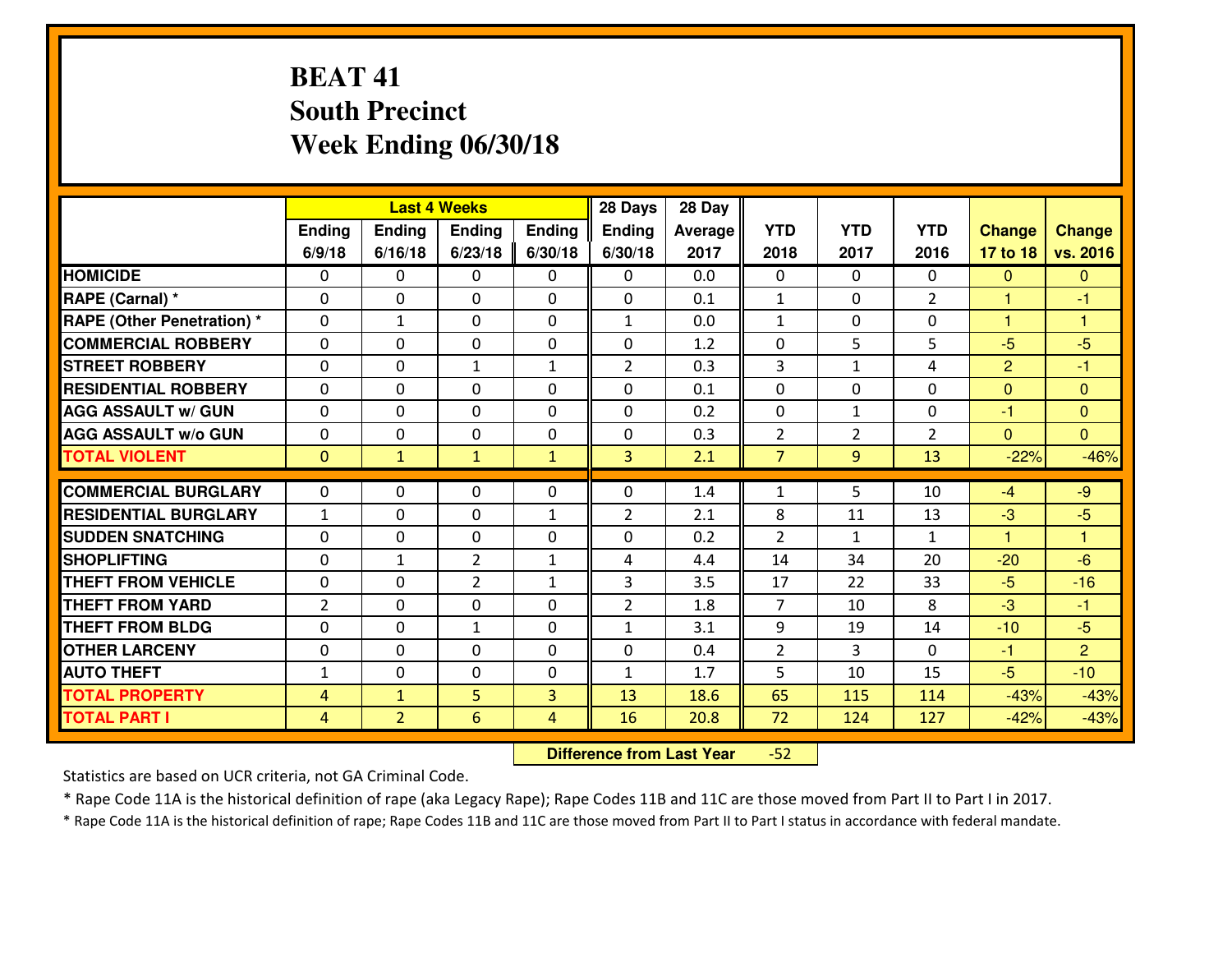# BEAT 41
## South Precinct
## Week Ending 06/30/18

| | Last 4 Weeks | | | | 28 Days | 28 Day | | | | | |
|---|---|---|---|---|---|---|---|---|---|---|---|
| | Ending 6/9/18 | Ending 6/16/18 | Ending 6/23/18 | Ending 6/30/18 | Ending 6/30/18 | Average 2017 | YTD 2018 | YTD 2017 | YTD 2016 | Change 17 to 18 | Change vs. 2016 |
| **HOMICIDE** | 0 | 0 | 0 | 0 | 0 | 0.0 | 0 | 0 | 0 | 0 | 0 |
| **RAPE (Carnal) *** | 0 | 0 | 0 | 0 | 0 | 0.1 | 1 | 0 | 2 | 1 | -1 |
| **RAPE (Other Penetration) *** | 0 | 1 | 0 | 0 | 1 | 0.0 | 1 | 0 | 0 | 1 | 1 |
| **COMMERCIAL ROBBERY** | 0 | 0 | 0 | 0 | 0 | 1.2 | 0 | 5 | 5 | -5 | -5 |
| **STREET ROBBERY** | 0 | 0 | 1 | 1 | 2 | 0.3 | 3 | 1 | 4 | 2 | -1 |
| **RESIDENTIAL ROBBERY** | 0 | 0 | 0 | 0 | 0 | 0.1 | 0 | 0 | 0 | 0 | 0 |
| **AGG ASSAULT w/ GUN** | 0 | 0 | 0 | 0 | 0 | 0.2 | 0 | 1 | 0 | -1 | 0 |
| **AGG ASSAULT w/o GUN** | 0 | 0 | 0 | 0 | 0 | 0.3 | 2 | 2 | 2 | 0 | 0 |
| **TOTAL VIOLENT** | 0 | 1 | 1 | 1 | 3 | 2.1 | 7 | 9 | 13 | -22% | -46% |
| **COMMERCIAL BURGLARY** | 0 | 0 | 0 | 0 | 0 | 1.4 | 1 | 5 | 10 | -4 | -9 |
| **RESIDENTIAL BURGLARY** | 1 | 0 | 0 | 1 | 2 | 2.1 | 8 | 11 | 13 | -3 | -5 |
| **SUDDEN SNATCHING** | 0 | 0 | 0 | 0 | 0 | 0.2 | 2 | 1 | 1 | 1 | 1 |
| **SHOPLIFTING** | 0 | 1 | 2 | 1 | 4 | 4.4 | 14 | 34 | 20 | -20 | -6 |
| **THEFT FROM VEHICLE** | 0 | 0 | 2 | 1 | 3 | 3.5 | 17 | 22 | 33 | -5 | -16 |
| **THEFT FROM YARD** | 2 | 0 | 0 | 0 | 2 | 1.8 | 7 | 10 | 8 | -3 | -1 |
| **THEFT FROM BLDG** | 0 | 0 | 1 | 0 | 1 | 3.1 | 9 | 19 | 14 | -10 | -5 |
| **OTHER LARCENY** | 0 | 0 | 0 | 0 | 0 | 0.4 | 2 | 3 | 0 | -1 | 2 |
| **AUTO THEFT** | 1 | 0 | 0 | 0 | 1 | 1.7 | 5 | 10 | 15 | -5 | -10 |
| **TOTAL PROPERTY** | 4 | 1 | 5 | 3 | 13 | 18.6 | 65 | 115 | 114 | -43% | -43% |
| **TOTAL PART I** | 4 | 2 | 6 | 4 | 16 | 20.8 | 72 | 124 | 127 | -42% | -43% |

**Difference from Last Year** -52

Statistics are based on UCR criteria, not GA Criminal Code.

* Rape Code 11A is the historical definition of rape (aka Legacy Rape); Rape Codes 11B and 11C are those moved from Part II to Part I in 2017.

* Rape Code 11A is the historical definition of rape; Rape Codes 11B and 11C are those moved from Part II to Part I status in accordance with federal mandate.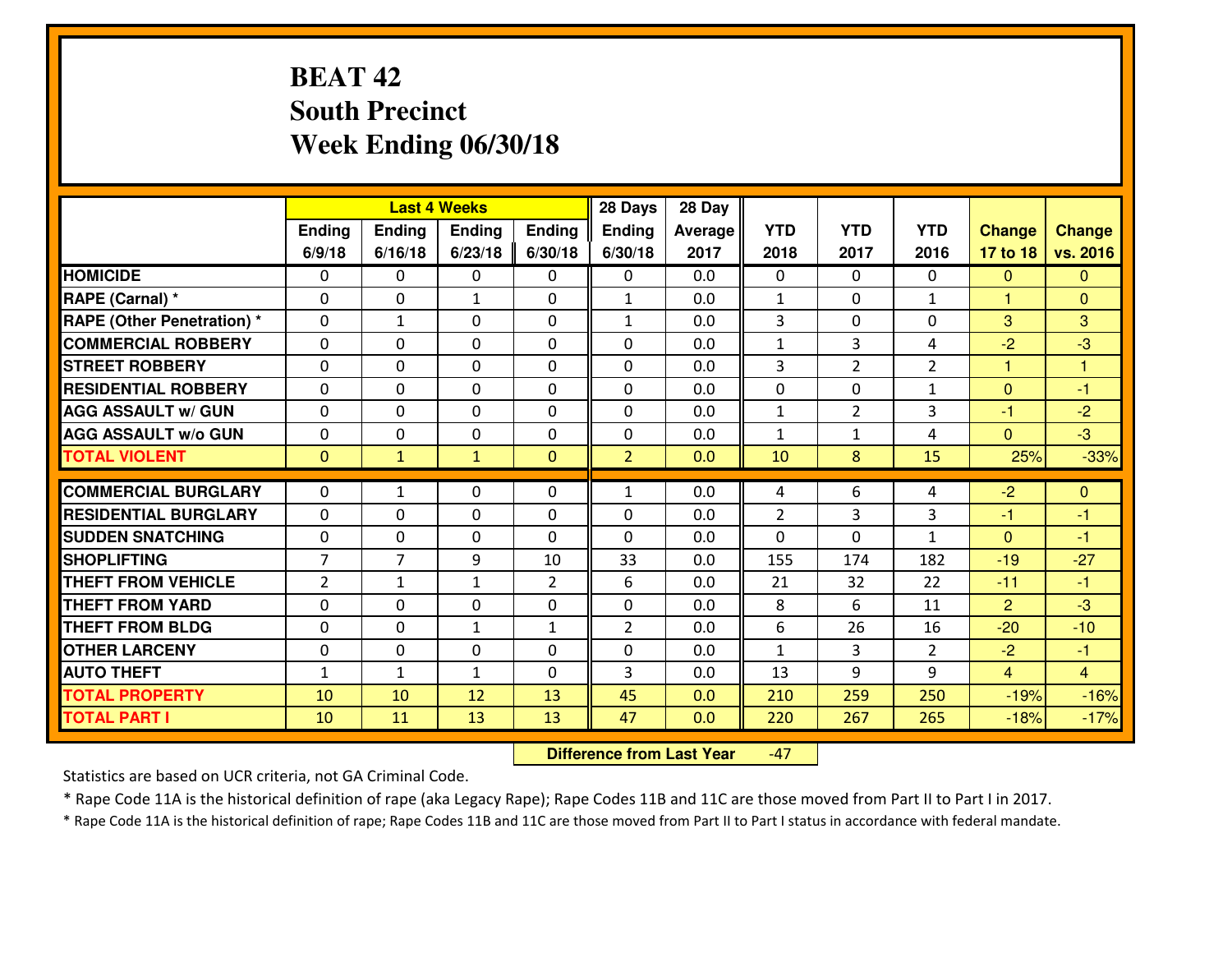# BEAT 42
## South Precinct
## Week Ending 06/30/18

| | Last 4 Weeks | | | | 28 Days | 28 Day | | | | | |
|---|---|---|---|---|---|---|---|---|---|---|---|
| | Ending 6/9/18 | Ending 6/16/18 | Ending 6/23/18 | Ending 6/30/18 | Ending 6/30/18 | Average 2017 | YTD 2018 | YTD 2017 | YTD 2016 | Change 17 to 18 | Change vs. 2016 |
| **HOMICIDE** | 0 | 0 | 0 | 0 | 0 | 0.0 | 0 | 0 | 0 | 0 | 0 |
| **RAPE (Carnal) *** | 0 | 0 | 1 | 0 | 1 | 0.0 | 1 | 0 | 1 | 1 | 0 |
| **RAPE (Other Penetration) *** | 0 | 1 | 0 | 0 | 1 | 0.0 | 3 | 0 | 0 | 3 | 3 |
| **COMMERCIAL ROBBERY** | 0 | 0 | 0 | 0 | 0 | 0.0 | 1 | 3 | 4 | -2 | -3 |
| **STREET ROBBERY** | 0 | 0 | 0 | 0 | 0 | 0.0 | 3 | 2 | 2 | 1 | 1 |
| **RESIDENTIAL ROBBERY** | 0 | 0 | 0 | 0 | 0 | 0.0 | 0 | 0 | 1 | 0 | -1 |
| **AGG ASSAULT w/ GUN** | 0 | 0 | 0 | 0 | 0 | 0.0 | 1 | 2 | 3 | -1 | -2 |
| **AGG ASSAULT w/o GUN** | 0 | 0 | 0 | 0 | 0 | 0.0 | 1 | 1 | 4 | 0 | -3 |
| **TOTAL VIOLENT** | 0 | 1 | 1 | 0 | 2 | 0.0 | 10 | 8 | 15 | 25% | -33% |
| **COMMERCIAL BURGLARY** | 0 | 1 | 0 | 0 | 1 | 0.0 | 4 | 6 | 4 | -2 | 0 |
| **RESIDENTIAL BURGLARY** | 0 | 0 | 0 | 0 | 0 | 0.0 | 2 | 3 | 3 | -1 | -1 |
| **SUDDEN SNATCHING** | 0 | 0 | 0 | 0 | 0 | 0.0 | 0 | 0 | 1 | 0 | -1 |
| **SHOPLIFTING** | 7 | 7 | 9 | 10 | 33 | 0.0 | 155 | 174 | 182 | -19 | -27 |
| **THEFT FROM VEHICLE** | 2 | 1 | 1 | 2 | 6 | 0.0 | 21 | 32 | 22 | -11 | -1 |
| **THEFT FROM YARD** | 0 | 0 | 0 | 0 | 0 | 0.0 | 8 | 6 | 11 | 2 | -3 |
| **THEFT FROM BLDG** | 0 | 0 | 1 | 1 | 2 | 0.0 | 6 | 26 | 16 | -20 | -10 |
| **OTHER LARCENY** | 0 | 0 | 0 | 0 | 0 | 0.0 | 1 | 3 | 2 | -2 | -1 |
| **AUTO THEFT** | 1 | 1 | 1 | 0 | 3 | 0.0 | 13 | 9 | 9 | 4 | 4 |
| **TOTAL PROPERTY** | 10 | 10 | 12 | 13 | 45 | 0.0 | 210 | 259 | 250 | -19% | -16% |
| **TOTAL PART I** | 10 | 11 | 13 | 13 | 47 | 0.0 | 220 | 267 | 265 | -18% | -17% |

**Difference from Last Year** -47

Statistics are based on UCR criteria, not GA Criminal Code.

* Rape Code 11A is the historical definition of rape (aka Legacy Rape); Rape Codes 11B and 11C are those moved from Part II to Part I in 2017.

* Rape Code 11A is the historical definition of rape; Rape Codes 11B and 11C are those moved from Part II to Part I status in accordance with federal mandate.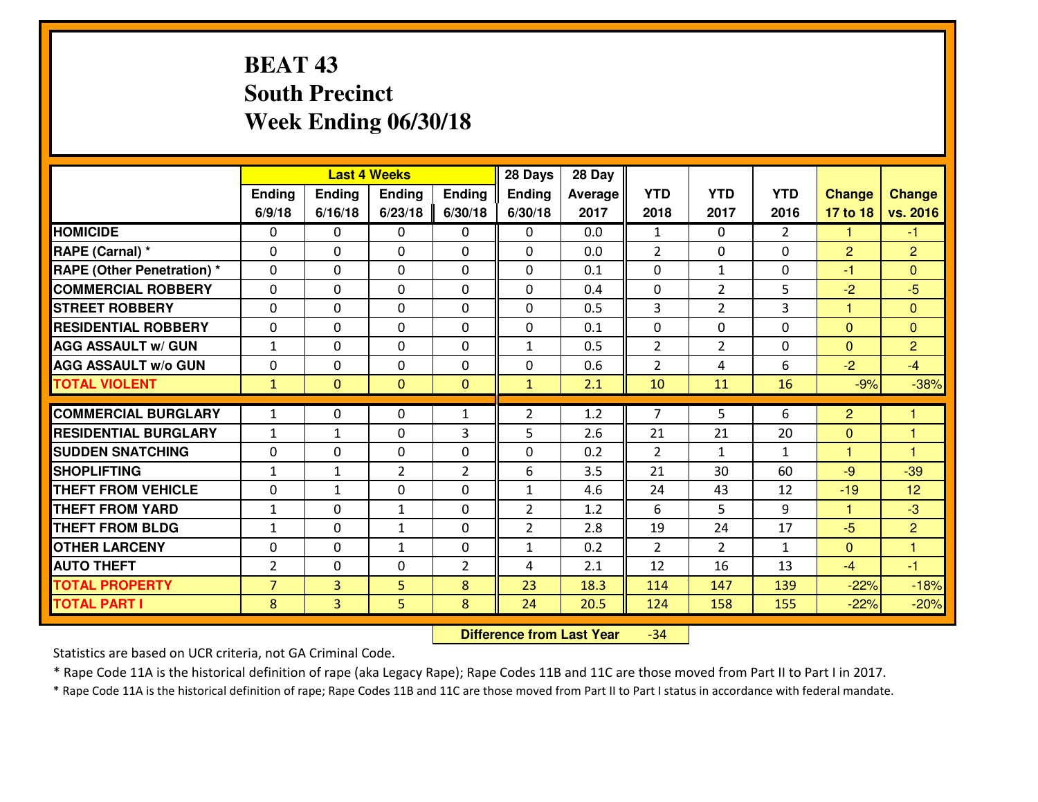# BEAT 43
## South Precinct
## Week Ending 06/30/18

| | Last 4 Weeks | | | | 28 Days | 28 Day | | | | | |
|---|---|---|---|---|---|---|---|---|---|---|---|
| | Ending 6/9/18 | Ending 6/16/18 | Ending 6/23/18 | Ending 6/30/18 | Ending 6/30/18 | Average 2017 | YTD 2018 | YTD 2017 | YTD 2016 | Change 17 to 18 | Change vs. 2016 |
| HOMICIDE | 0 | 0 | 0 | 0 | 0 | 0.0 | 1 | 0 | 2 | 1 | -1 |
| RAPE (Carnal) * | 0 | 0 | 0 | 0 | 0 | 0.0 | 2 | 0 | 0 | 2 | 2 |
| RAPE (Other Penetration) * | 0 | 0 | 0 | 0 | 0 | 0.1 | 0 | 1 | 0 | -1 | 0 |
| COMMERCIAL ROBBERY | 0 | 0 | 0 | 0 | 0 | 0.4 | 0 | 2 | 5 | -2 | -5 |
| STREET ROBBERY | 0 | 0 | 0 | 0 | 0 | 0.5 | 3 | 2 | 3 | 1 | 0 |
| RESIDENTIAL ROBBERY | 0 | 0 | 0 | 0 | 0 | 0.1 | 0 | 0 | 0 | 0 | 0 |
| AGG ASSAULT w/ GUN | 1 | 0 | 0 | 0 | 1 | 0.5 | 2 | 2 | 0 | 0 | 2 |
| AGG ASSAULT w/o GUN | 0 | 0 | 0 | 0 | 0 | 0.6 | 2 | 4 | 6 | -2 | -4 |
| TOTAL VIOLENT | 1 | 0 | 0 | 0 | 1 | 2.1 | 10 | 11 | 16 | -9% | -38% |
| COMMERCIAL BURGLARY | 1 | 0 | 0 | 1 | 2 | 1.2 | 7 | 5 | 6 | 2 | 1 |
| RESIDENTIAL BURGLARY | 1 | 1 | 0 | 3 | 5 | 2.6 | 21 | 21 | 20 | 0 | 1 |
| SUDDEN SNATCHING | 0 | 0 | 0 | 0 | 0 | 0.2 | 2 | 1 | 1 | 1 | 1 |
| SHOPLIFTING | 1 | 1 | 2 | 2 | 6 | 3.5 | 21 | 30 | 60 | -9 | -39 |
| THEFT FROM VEHICLE | 0 | 1 | 0 | 0 | 1 | 4.6 | 24 | 43 | 12 | -19 | 12 |
| THEFT FROM YARD | 1 | 0 | 1 | 0 | 2 | 1.2 | 6 | 5 | 9 | 1 | -3 |
| THEFT FROM BLDG | 1 | 0 | 1 | 0 | 2 | 2.8 | 19 | 24 | 17 | -5 | 2 |
| OTHER LARCENY | 0 | 0 | 1 | 0 | 1 | 0.2 | 2 | 2 | 1 | 0 | 1 |
| AUTO THEFT | 2 | 0 | 0 | 2 | 4 | 2.1 | 12 | 16 | 13 | -4 | -1 |
| TOTAL PROPERTY | 7 | 3 | 5 | 8 | 23 | 18.3 | 114 | 147 | 139 | -22% | -18% |
| TOTAL PART I | 8 | 3 | 5 | 8 | 24 | 20.5 | 124 | 158 | 155 | -22% | -20% |

**Difference from Last Year** -34

Statistics are based on UCR criteria, not GA Criminal Code.

* Rape Code 11A is the historical definition of rape (aka Legacy Rape); Rape Codes 11B and 11C are those moved from Part II to Part I in 2017.

* Rape Code 11A is the historical definition of rape; Rape Codes 11B and 11C are those moved from Part II to Part I status in accordance with federal mandate.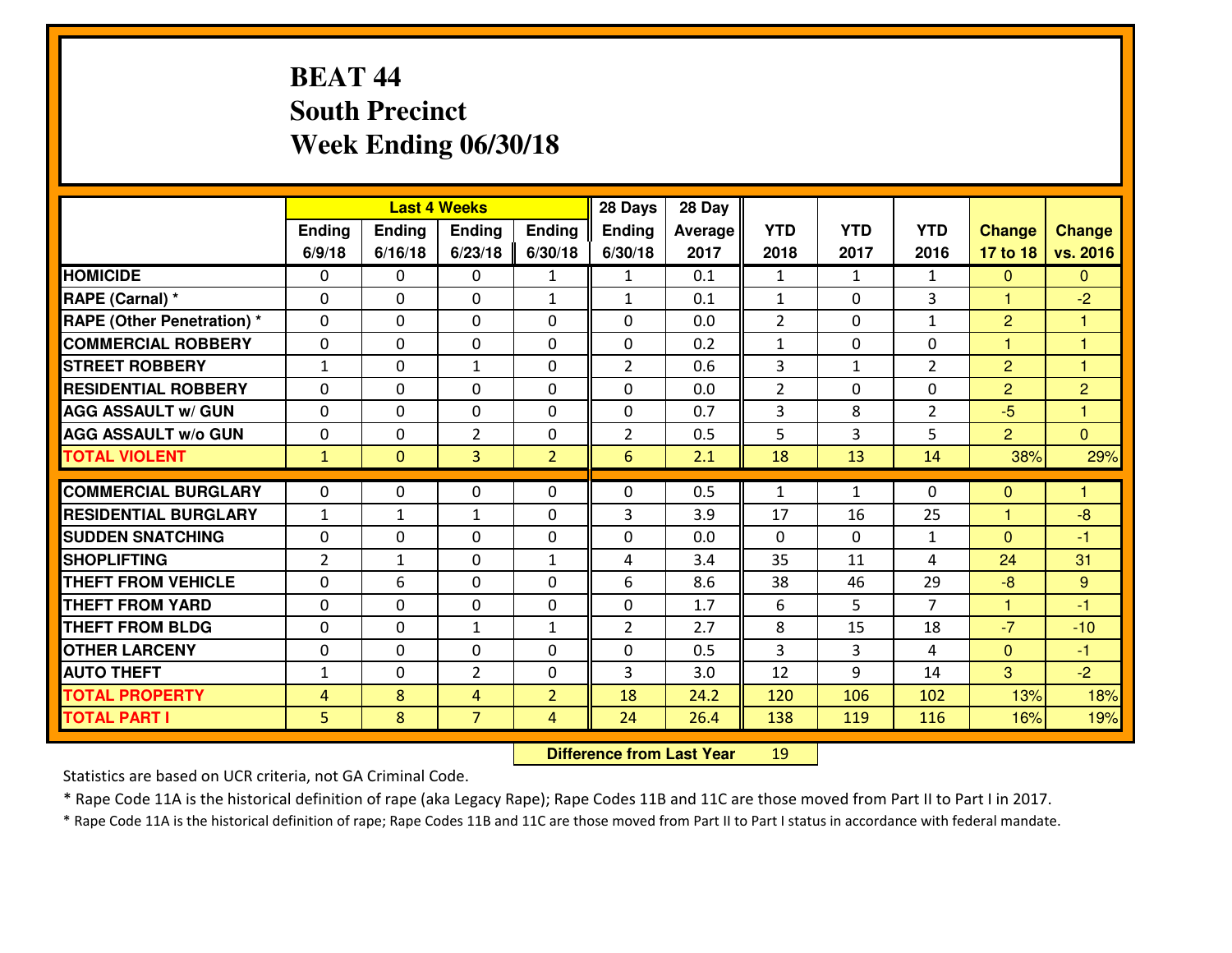# BEAT 44
## South Precinct
## Week Ending 06/30/18

| | Last 4 Weeks | | | | 28 Days | 28 Day | | | | | |
|---|---|---|---|---|---|---|---|---|---|---|---|
| | Ending 6/9/18 | Ending 6/16/18 | Ending 6/23/18 | Ending 6/30/18 | Ending 6/30/18 | Average 2017 | YTD 2018 | YTD 2017 | YTD 2016 | Change 17 to 18 | Change vs. 2016 |
| HOMICIDE | 0 | 0 | 0 | 1 | 1 | 0.1 | 1 | 1 | 1 | 0 | 0 |
| RAPE (Carnal) * | 0 | 0 | 0 | 1 | 1 | 0.1 | 1 | 0 | 3 | 1 | -2 |
| RAPE (Other Penetration) * | 0 | 0 | 0 | 0 | 0 | 0.0 | 2 | 0 | 1 | 2 | 1 |
| COMMERCIAL ROBBERY | 0 | 0 | 0 | 0 | 0 | 0.2 | 1 | 0 | 0 | 1 | 1 |
| STREET ROBBERY | 1 | 0 | 1 | 0 | 2 | 0.6 | 3 | 1 | 2 | 2 | 1 |
| RESIDENTIAL ROBBERY | 0 | 0 | 0 | 0 | 0 | 0.0 | 2 | 0 | 0 | 2 | 2 |
| AGG ASSAULT w/ GUN | 0 | 0 | 0 | 0 | 0 | 0.7 | 3 | 8 | 2 | -5 | 1 |
| AGG ASSAULT w/o GUN | 0 | 0 | 2 | 0 | 2 | 0.5 | 5 | 3 | 5 | 2 | 0 |
| TOTAL VIOLENT | 1 | 0 | 3 | 2 | 6 | 2.1 | 18 | 13 | 14 | 38% | 29% |
| COMMERCIAL BURGLARY | 0 | 0 | 0 | 0 | 0 | 0.5 | 1 | 1 | 0 | 0 | 1 |
| RESIDENTIAL BURGLARY | 1 | 1 | 1 | 0 | 3 | 3.9 | 17 | 16 | 25 | 1 | -8 |
| SUDDEN SNATCHING | 0 | 0 | 0 | 0 | 0 | 0.0 | 0 | 0 | 1 | 0 | -1 |
| SHOPLIFTING | 2 | 1 | 0 | 1 | 4 | 3.4 | 35 | 11 | 4 | 24 | 31 |
| THEFT FROM VEHICLE | 0 | 6 | 0 | 0 | 6 | 8.6 | 38 | 46 | 29 | -8 | 9 |
| THEFT FROM YARD | 0 | 0 | 0 | 0 | 0 | 1.7 | 6 | 5 | 7 | 1 | -1 |
| THEFT FROM BLDG | 0 | 0 | 1 | 1 | 2 | 2.7 | 8 | 15 | 18 | -7 | -10 |
| OTHER LARCENY | 0 | 0 | 0 | 0 | 0 | 0.5 | 3 | 3 | 4 | 0 | -1 |
| AUTO THEFT | 1 | 0 | 2 | 0 | 3 | 3.0 | 12 | 9 | 14 | 3 | -2 |
| TOTAL PROPERTY | 4 | 8 | 4 | 2 | 18 | 24.2 | 120 | 106 | 102 | 13% | 18% |
| TOTAL PART I | 5 | 8 | 7 | 4 | 24 | 26.4 | 138 | 119 | 116 | 16% | 19% |

**Difference from Last Year** 19

Statistics are based on UCR criteria, not GA Criminal Code.

* Rape Code 11A is the historical definition of rape (aka Legacy Rape); Rape Codes 11B and 11C are those moved from Part II to Part I in 2017.

* Rape Code 11A is the historical definition of rape; Rape Codes 11B and 11C are those moved from Part II to Part I status in accordance with federal mandate.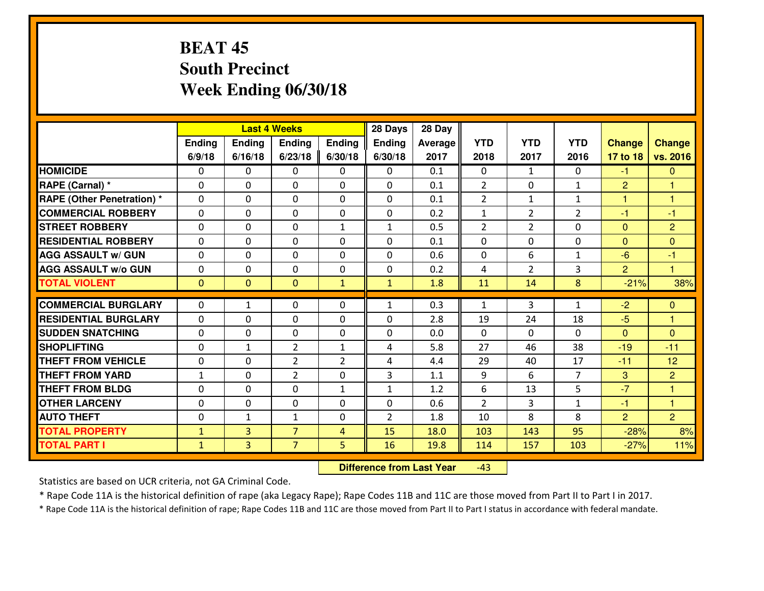# BEAT 45
## South Precinct
## Week Ending 06/30/18

| | Last 4 Weeks Ending 6/9/18 | Ending 6/16/18 | Ending 6/23/18 | Ending 6/30/18 | 28 Days Ending 6/30/18 | 28 Day Average 2017 | YTD 2018 | YTD 2017 | YTD 2016 | Change 17 to 18 | Change vs. 2016 |
|---|---|---|---|---|---|---|---|---|---|---|---|
| HOMICIDE | 0 | 0 | 0 | 0 | 0 | 0.1 | 0 | 1 | 0 | -1 | 0 |
| RAPE (Carnal) * | 0 | 0 | 0 | 0 | 0 | 0.1 | 2 | 0 | 1 | 2 | 1 |
| RAPE (Other Penetration) * | 0 | 0 | 0 | 0 | 0 | 0.1 | 2 | 1 | 1 | 1 | 1 |
| COMMERCIAL ROBBERY | 0 | 0 | 0 | 0 | 0 | 0.2 | 1 | 2 | 2 | -1 | -1 |
| STREET ROBBERY | 0 | 0 | 0 | 1 | 1 | 0.5 | 2 | 2 | 0 | 0 | 2 |
| RESIDENTIAL ROBBERY | 0 | 0 | 0 | 0 | 0 | 0.1 | 0 | 0 | 0 | 0 | 0 |
| AGG ASSAULT w/ GUN | 0 | 0 | 0 | 0 | 0 | 0.6 | 0 | 6 | 1 | -6 | -1 |
| AGG ASSAULT w/o GUN | 0 | 0 | 0 | 0 | 0 | 0.2 | 4 | 2 | 3 | 2 | 1 |
| TOTAL VIOLENT | 0 | 0 | 0 | 1 | 1 | 1.8 | 11 | 14 | 8 | -21% | 38% |
| COMMERCIAL BURGLARY | 0 | 1 | 0 | 0 | 1 | 0.3 | 1 | 3 | 1 | -2 | 0 |
| RESIDENTIAL BURGLARY | 0 | 0 | 0 | 0 | 0 | 2.8 | 19 | 24 | 18 | -5 | 1 |
| SUDDEN SNATCHING | 0 | 0 | 0 | 0 | 0 | 0.0 | 0 | 0 | 0 | 0 | 0 |
| SHOPLIFTING | 0 | 1 | 2 | 1 | 4 | 5.8 | 27 | 46 | 38 | -19 | -11 |
| THEFT FROM VEHICLE | 0 | 0 | 2 | 2 | 4 | 4.4 | 29 | 40 | 17 | -11 | 12 |
| THEFT FROM YARD | 1 | 0 | 2 | 0 | 3 | 1.1 | 9 | 6 | 7 | 3 | 2 |
| THEFT FROM BLDG | 0 | 0 | 0 | 1 | 1 | 1.2 | 6 | 13 | 5 | -7 | 1 |
| OTHER LARCENY | 0 | 0 | 0 | 0 | 0 | 0.6 | 2 | 3 | 1 | -1 | 1 |
| AUTO THEFT | 0 | 1 | 1 | 0 | 2 | 1.8 | 10 | 8 | 8 | 2 | 2 |
| TOTAL PROPERTY | 1 | 3 | 7 | 4 | 15 | 18.0 | 103 | 143 | 95 | -28% | 8% |
| TOTAL PART I | 1 | 3 | 7 | 5 | 16 | 19.8 | 114 | 157 | 103 | -27% | 11% |

**Difference from Last Year** -43

Statistics are based on UCR criteria, not GA Criminal Code.

* Rape Code 11A is the historical definition of rape (aka Legacy Rape); Rape Codes 11B and 11C are those moved from Part II to Part I in 2017.

* Rape Code 11A is the historical definition of rape; Rape Codes 11B and 11C are those moved from Part II to Part I status in accordance with federal mandate.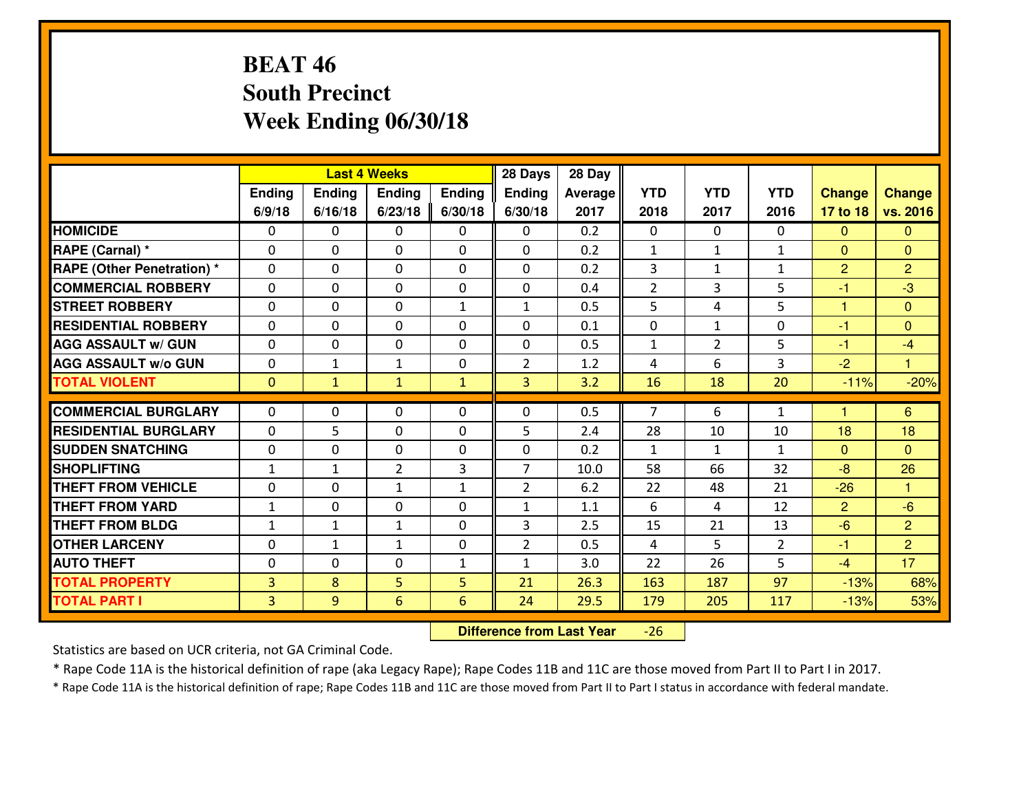# BEAT 46
## South Precinct
## Week Ending 06/30/18

| | Last 4 Weeks | | | | 28 Days | 28 Day | | | | | |
|---|---|---|---|---|---|---|---|---|---|---|---|
| | Ending 6/9/18 | Ending 6/16/18 | Ending 6/23/18 | Ending 6/30/18 | Ending 6/30/18 | Average 2017 | YTD 2018 | YTD 2017 | YTD 2016 | Change 17 to 18 | Change vs. 2016 |
| **HOMICIDE** | 0 | 0 | 0 | 0 | 0 | 0.2 | 0 | 0 | 0 | 0 | 0 |
| **RAPE (Carnal) *** | 0 | 0 | 0 | 0 | 0 | 0.2 | 1 | 1 | 1 | 0 | 0 |
| **RAPE (Other Penetration) *** | 0 | 0 | 0 | 0 | 0 | 0.2 | 3 | 1 | 1 | 2 | 2 |
| **COMMERCIAL ROBBERY** | 0 | 0 | 0 | 0 | 0 | 0.4 | 2 | 3 | 5 | -1 | -3 |
| **STREET ROBBERY** | 0 | 0 | 0 | 1 | 1 | 0.5 | 5 | 4 | 5 | 1 | 0 |
| **RESIDENTIAL ROBBERY** | 0 | 0 | 0 | 0 | 0 | 0.1 | 0 | 1 | 0 | -1 | 0 |
| **AGG ASSAULT w/ GUN** | 0 | 0 | 0 | 0 | 0 | 0.5 | 1 | 2 | 5 | -1 | -4 |
| **AGG ASSAULT w/o GUN** | 0 | 1 | 1 | 0 | 2 | 1.2 | 4 | 6 | 3 | -2 | 1 |
| **TOTAL VIOLENT** | 0 | 1 | 1 | 1 | 3 | 3.2 | 16 | 18 | 20 | -11% | -20% |
| **COMMERCIAL BURGLARY** | 0 | 0 | 0 | 0 | 0 | 0.5 | 7 | 6 | 1 | 1 | 6 |
| **RESIDENTIAL BURGLARY** | 0 | 5 | 0 | 0 | 5 | 2.4 | 28 | 10 | 10 | 18 | 18 |
| **SUDDEN SNATCHING** | 0 | 0 | 0 | 0 | 0 | 0.2 | 1 | 1 | 1 | 0 | 0 |
| **SHOPLIFTING** | 1 | 1 | 2 | 3 | 7 | 10.0 | 58 | 66 | 32 | -8 | 26 |
| **THEFT FROM VEHICLE** | 0 | 0 | 1 | 1 | 2 | 6.2 | 22 | 48 | 21 | -26 | 1 |
| **THEFT FROM YARD** | 1 | 0 | 0 | 0 | 1 | 1.1 | 6 | 4 | 12 | 2 | -6 |
| **THEFT FROM BLDG** | 1 | 1 | 1 | 0 | 3 | 2.5 | 15 | 21 | 13 | -6 | 2 |
| **OTHER LARCENY** | 0 | 1 | 1 | 0 | 2 | 0.5 | 4 | 5 | 2 | -1 | 2 |
| **AUTO THEFT** | 0 | 0 | 0 | 1 | 1 | 3.0 | 22 | 26 | 5 | -4 | 17 |
| **TOTAL PROPERTY** | 3 | 8 | 5 | 5 | 21 | 26.3 | 163 | 187 | 97 | -13% | 68% |
| **TOTAL PART I** | 3 | 9 | 6 | 6 | 24 | 29.5 | 179 | 205 | 117 | -13% | 53% |

**Difference from Last Year** -26

Statistics are based on UCR criteria, not GA Criminal Code.

* Rape Code 11A is the historical definition of rape (aka Legacy Rape); Rape Codes 11B and 11C are those moved from Part II to Part I in 2017.

* Rape Code 11A is the historical definition of rape; Rape Codes 11B and 11C are those moved from Part II to Part I status in accordance with federal mandate.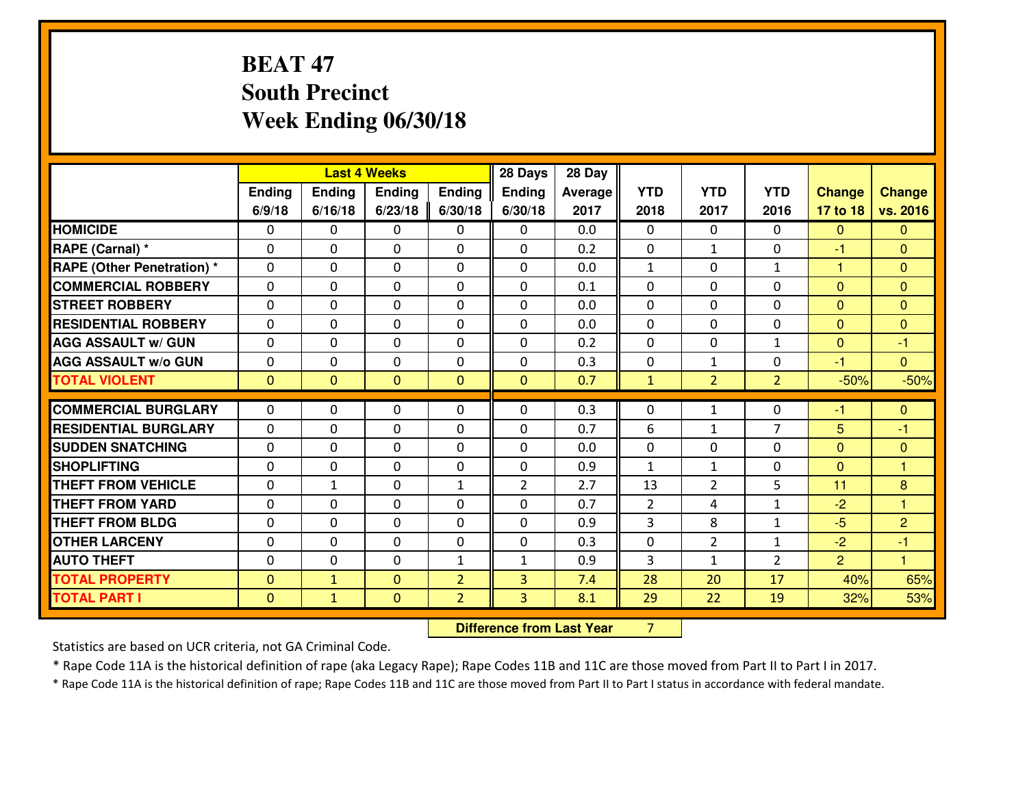# BEAT 47
## South Precinct
## Week Ending 06/30/18

| | Last 4 Weeks | | | | 28 Days | 28 Day | | | | | |
|---|---|---|---|---|---|---|---|---|---|---|---|
| | Ending 6/9/18 | Ending 6/16/18 | Ending 6/23/18 | Ending 6/30/18 | Ending 6/30/18 | Average 2017 | YTD 2018 | YTD 2017 | YTD 2016 | Change 17 to 18 | Change vs. 2016 |
| **HOMICIDE** | 0 | 0 | 0 | 0 | 0 | 0.0 | 0 | 0 | 0 | 0 | 0 |
| **RAPE (Carnal) *** | 0 | 0 | 0 | 0 | 0 | 0.2 | 0 | 1 | 0 | -1 | 0 |
| **RAPE (Other Penetration) *** | 0 | 0 | 0 | 0 | 0 | 0.0 | 1 | 0 | 1 | 1 | 0 |
| **COMMERCIAL ROBBERY** | 0 | 0 | 0 | 0 | 0 | 0.1 | 0 | 0 | 0 | 0 | 0 |
| **STREET ROBBERY** | 0 | 0 | 0 | 0 | 0 | 0.0 | 0 | 0 | 0 | 0 | 0 |
| **RESIDENTIAL ROBBERY** | 0 | 0 | 0 | 0 | 0 | 0.0 | 0 | 0 | 0 | 0 | 0 |
| **AGG ASSAULT w/ GUN** | 0 | 0 | 0 | 0 | 0 | 0.2 | 0 | 0 | 1 | 0 | -1 |
| **AGG ASSAULT w/o GUN** | 0 | 0 | 0 | 0 | 0 | 0.3 | 0 | 1 | 0 | -1 | 0 |
| **TOTAL VIOLENT** | 0 | 0 | 0 | 0 | 0 | 0.7 | 1 | 2 | 2 | -50% | -50% |
| **COMMERCIAL BURGLARY** | 0 | 0 | 0 | 0 | 0 | 0.3 | 0 | 1 | 0 | -1 | 0 |
| **RESIDENTIAL BURGLARY** | 0 | 0 | 0 | 0 | 0 | 0.7 | 6 | 1 | 7 | 5 | -1 |
| **SUDDEN SNATCHING** | 0 | 0 | 0 | 0 | 0 | 0.0 | 0 | 0 | 0 | 0 | 0 |
| **SHOPLIFTING** | 0 | 0 | 0 | 0 | 0 | 0.9 | 1 | 1 | 0 | 0 | 1 |
| **THEFT FROM VEHICLE** | 0 | 1 | 0 | 1 | 2 | 2.7 | 13 | 2 | 5 | 11 | 8 |
| **THEFT FROM YARD** | 0 | 0 | 0 | 0 | 0 | 0.7 | 2 | 4 | 1 | -2 | 1 |
| **THEFT FROM BLDG** | 0 | 0 | 0 | 0 | 0 | 0.9 | 3 | 8 | 1 | -5 | 2 |
| **OTHER LARCENY** | 0 | 0 | 0 | 0 | 0 | 0.3 | 0 | 2 | 1 | -2 | -1 |
| **AUTO THEFT** | 0 | 0 | 0 | 1 | 1 | 0.9 | 3 | 1 | 2 | 2 | 1 |
| **TOTAL PROPERTY** | 0 | 1 | 0 | 2 | 3 | 7.4 | 28 | 20 | 17 | 40% | 65% |
| **TOTAL PART I** | 0 | 1 | 0 | 2 | 3 | 8.1 | 29 | 22 | 19 | 32% | 53% |

**Difference from Last Year** 7

Statistics are based on UCR criteria, not GA Criminal Code.

* Rape Code 11A is the historical definition of rape (aka Legacy Rape); Rape Codes 11B and 11C are those moved from Part II to Part I in 2017.

* Rape Code 11A is the historical definition of rape; Rape Codes 11B and 11C are those moved from Part II to Part I status in accordance with federal mandate.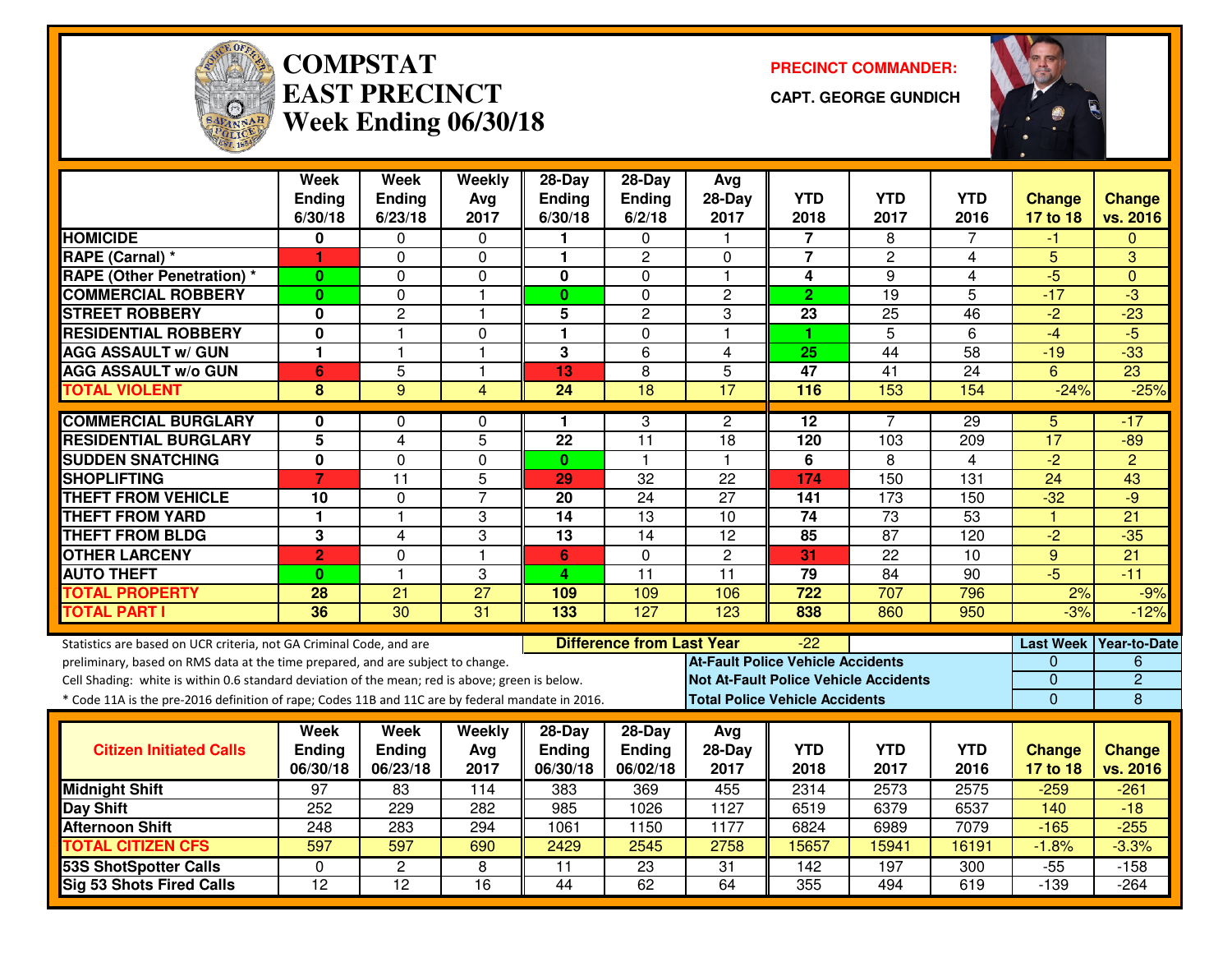# COMPSTAT EAST PRECINCT Week Ending 06/30/18

**PRECINCT COMMANDER:**

**CAPT. GEORGE GUNDICH**

| | Week Ending 6/30/18 | Week Ending 6/23/18 | Weekly Avg 2017 | 28-Day Ending 6/30/18 | 28-Day Ending 6/2/18 | Avg 28-Day 2017 | YTD 2018 | YTD 2017 | YTD 2016 | Change 17 to 18 | Change vs. 2016 |
|---|---|---|---|---|---|---|---|---|---|---|---|
| HOMICIDE | 0 | 0 | 0 | 1 | 0 | 1 | 7 | 8 | 7 | -1 | 0 |
| RAPE (Carnal) * | 1 | 0 | 0 | 1 | 2 | 0 | 7 | 2 | 4 | 5 | 3 |
| RAPE (Other Penetration) * | 0 | 0 | 0 | 0 | 0 | 1 | 4 | 9 | 4 | -5 | 0 |
| COMMERCIAL ROBBERY | 0 | 0 | 1 | 0 | 0 | 2 | 2 | 19 | 5 | -17 | -3 |
| STREET ROBBERY | 0 | 2 | 1 | 5 | 2 | 3 | 23 | 25 | 46 | -2 | -23 |
| RESIDENTIAL ROBBERY | 0 | 1 | 0 | 1 | 0 | 1 | 1 | 5 | 6 | -4 | -5 |
| AGG ASSAULT w/ GUN | 1 | 1 | 1 | 3 | 6 | 4 | 25 | 44 | 58 | -19 | -33 |
| AGG ASSAULT w/o GUN | 6 | 5 | 1 | 13 | 8 | 5 | 47 | 41 | 24 | 6 | 23 |
| TOTAL VIOLENT | 8 | 9 | 4 | 24 | 18 | 17 | 116 | 153 | 154 | -24% | -25% |
| COMMERCIAL BURGLARY | 0 | 0 | 0 | 1 | 3 | 2 | 12 | 7 | 29 | 5 | -17 |
| RESIDENTIAL BURGLARY | 5 | 4 | 5 | 22 | 11 | 18 | 120 | 103 | 209 | 17 | -89 |
| SUDDEN SNATCHING | 0 | 0 | 0 | 0 | 1 | 1 | 6 | 8 | 4 | -2 | 2 |
| SHOPLIFTING | 7 | 11 | 5 | 29 | 32 | 22 | 174 | 150 | 131 | 24 | 43 |
| THEFT FROM VEHICLE | 10 | 0 | 7 | 20 | 24 | 27 | 141 | 173 | 150 | -32 | -9 |
| THEFT FROM YARD | 1 | 1 | 3 | 14 | 13 | 10 | 74 | 73 | 53 | 1 | 21 |
| THEFT FROM BLDG | 3 | 4 | 3 | 13 | 14 | 12 | 85 | 87 | 120 | -2 | -35 |
| OTHER LARCENY | 2 | 0 | 1 | 6 | 0 | 2 | 31 | 22 | 10 | 9 | 21 |
| AUTO THEFT | 0 | 1 | 3 | 4 | 11 | 11 | 79 | 84 | 90 | -5 | -11 |
| TOTAL PROPERTY | 28 | 21 | 27 | 109 | 109 | 106 | 722 | 707 | 796 | 2% | -9% |
| TOTAL PART I | 36 | 30 | 31 | 133 | 127 | 123 | 838 | 860 | 950 | -3% | -12% |

Statistics are based on UCR criteria, not GA Criminal Code, and are preliminary, based on RMS data at the time prepared, and are subject to change.

Cell Shading: white is within 0.6 standard deviation of the mean; red is above; green is below.

* Code 11A is the pre-2016 definition of rape; Codes 11B and 11C are by federal mandate in 2016.

**Difference from Last Year** -22

| | Last Week | Year-to-Date |
|---|---|---|
| At-Fault Police Vehicle Accidents | 0 | 6 |
| Not At-Fault Police Vehicle Accidents | 0 | 2 |
| Total Police Vehicle Accidents | 0 | 8 |

| Citizen Initiated Calls | Week Ending 06/30/18 | Week Ending 06/23/18 | Weekly Avg 2017 | 28-Day Ending 06/30/18 | 28-Day Ending 06/02/18 | Avg 28-Day 2017 | YTD 2018 | YTD 2017 | YTD 2016 | Change 17 to 18 | Change vs. 2016 |
|---|---|---|---|---|---|---|---|---|---|---|---|
| Midnight Shift | 97 | 83 | 114 | 383 | 369 | 455 | 2314 | 2573 | 2575 | -259 | -261 |
| Day Shift | 252 | 229 | 282 | 985 | 1026 | 1127 | 6519 | 6379 | 6537 | 140 | -18 |
| Afternoon Shift | 248 | 283 | 294 | 1061 | 1150 | 1177 | 6824 | 6989 | 7079 | -165 | -255 |
| TOTAL CITIZEN CFS | 597 | 597 | 690 | 2429 | 2545 | 2758 | 15657 | 15941 | 16191 | -1.8% | -3.3% |
| 53S ShotSpotter Calls | 0 | 2 | 8 | 11 | 23 | 31 | 142 | 197 | 300 | -55 | -158 |
| Sig 53 Shots Fired Calls | 12 | 12 | 16 | 44 | 62 | 64 | 355 | 494 | 619 | -139 | -264 |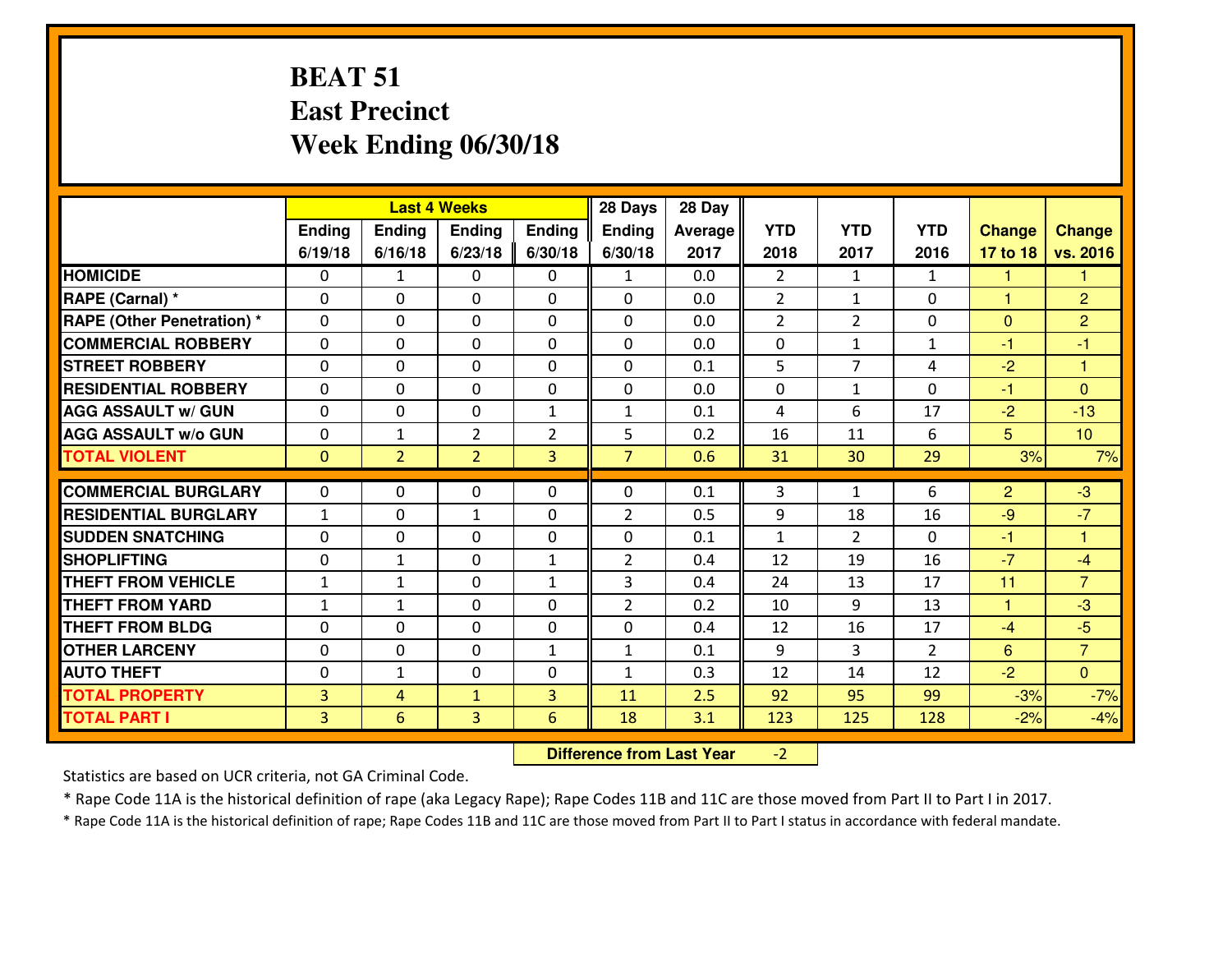# BEAT 51
## East Precinct
## Week Ending 06/30/18

| | Last 4 Weeks | | | | 28 Days | 28 Day | | | | | |
|---|---|---|---|---|---|---|---|---|---|---|---|
| | Ending 6/19/18 | Ending 6/16/18 | Ending 6/23/18 | Ending 6/30/18 | Ending 6/30/18 | Average 2017 | YTD 2018 | YTD 2017 | YTD 2016 | Change 17 to 18 | Change vs. 2016 |
| HOMICIDE | 0 | 1 | 0 | 0 | 1 | 0.0 | 2 | 1 | 1 | 1 | 1 |
| RAPE (Carnal) * | 0 | 0 | 0 | 0 | 0 | 0.0 | 2 | 1 | 0 | 1 | 2 |
| RAPE (Other Penetration) * | 0 | 0 | 0 | 0 | 0 | 0.0 | 2 | 2 | 0 | 0 | 2 |
| COMMERCIAL ROBBERY | 0 | 0 | 0 | 0 | 0 | 0.0 | 0 | 1 | 1 | -1 | -1 |
| STREET ROBBERY | 0 | 0 | 0 | 0 | 0 | 0.1 | 5 | 7 | 4 | -2 | 1 |
| RESIDENTIAL ROBBERY | 0 | 0 | 0 | 0 | 0 | 0.0 | 0 | 1 | 0 | -1 | 0 |
| AGG ASSAULT w/ GUN | 0 | 0 | 0 | 1 | 1 | 0.1 | 4 | 6 | 17 | -2 | -13 |
| AGG ASSAULT w/o GUN | 0 | 1 | 2 | 2 | 5 | 0.2 | 16 | 11 | 6 | 5 | 10 |
| TOTAL VIOLENT | 0 | 2 | 2 | 3 | 7 | 0.6 | 31 | 30 | 29 | 3% | 7% |
| COMMERCIAL BURGLARY | 0 | 0 | 0 | 0 | 0 | 0.1 | 3 | 1 | 6 | 2 | -3 |
| RESIDENTIAL BURGLARY | 1 | 0 | 1 | 0 | 2 | 0.5 | 9 | 18 | 16 | -9 | -7 |
| SUDDEN SNATCHING | 0 | 0 | 0 | 0 | 0 | 0.1 | 1 | 2 | 0 | -1 | 1 |
| SHOPLIFTING | 0 | 1 | 0 | 1 | 2 | 0.4 | 12 | 19 | 16 | -7 | -4 |
| THEFT FROM VEHICLE | 1 | 1 | 0 | 1 | 3 | 0.4 | 24 | 13 | 17 | 11 | 7 |
| THEFT FROM YARD | 1 | 1 | 0 | 0 | 2 | 0.2 | 10 | 9 | 13 | 1 | -3 |
| THEFT FROM BLDG | 0 | 0 | 0 | 0 | 0 | 0.4 | 12 | 16 | 17 | -4 | -5 |
| OTHER LARCENY | 0 | 0 | 0 | 1 | 1 | 0.1 | 9 | 3 | 2 | 6 | 7 |
| AUTO THEFT | 0 | 1 | 0 | 0 | 1 | 0.3 | 12 | 14 | 12 | -2 | 0 |
| TOTAL PROPERTY | 3 | 4 | 1 | 3 | 11 | 2.5 | 92 | 95 | 99 | -3% | -7% |
| TOTAL PART I | 3 | 6 | 3 | 6 | 18 | 3.1 | 123 | 125 | 128 | -2% | -4% |

**Difference from Last Year** -2

Statistics are based on UCR criteria, not GA Criminal Code.

* Rape Code 11A is the historical definition of rape (aka Legacy Rape); Rape Codes 11B and 11C are those moved from Part II to Part I in 2017.

* Rape Code 11A is the historical definition of rape; Rape Codes 11B and 11C are those moved from Part II to Part I status in accordance with federal mandate.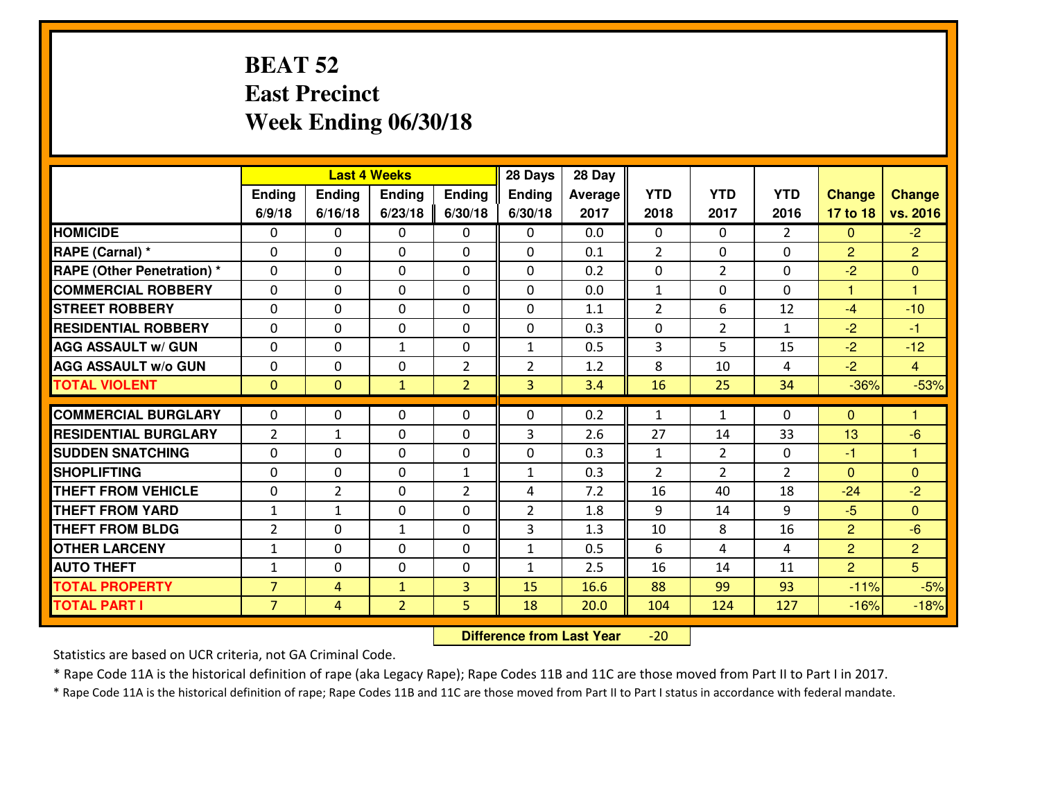# BEAT 52
## East Precinct
## Week Ending 06/30/18

| | Last 4 Weeks | | | | 28 Days | 28 Day | | | | | |
|---|---|---|---|---|---|---|---|---|---|---|---|
| | Ending 6/9/18 | Ending 6/16/18 | Ending 6/23/18 | Ending 6/30/18 | Ending 6/30/18 | Average 2017 | YTD 2018 | YTD 2017 | YTD 2016 | Change 17 to 18 | Change vs. 2016 |
| **HOMICIDE** | 0 | 0 | 0 | 0 | 0 | 0.0 | 0 | 0 | 2 | 0 | -2 |
| **RAPE (Carnal) *** | 0 | 0 | 0 | 0 | 0 | 0.1 | 2 | 0 | 0 | 2 | 2 |
| **RAPE (Other Penetration) *** | 0 | 0 | 0 | 0 | 0 | 0.2 | 0 | 2 | 0 | -2 | 0 |
| **COMMERCIAL ROBBERY** | 0 | 0 | 0 | 0 | 0 | 0.0 | 1 | 0 | 0 | 1 | 1 |
| **STREET ROBBERY** | 0 | 0 | 0 | 0 | 0 | 1.1 | 2 | 6 | 12 | -4 | -10 |
| **RESIDENTIAL ROBBERY** | 0 | 0 | 0 | 0 | 0 | 0.3 | 0 | 2 | 1 | -2 | -1 |
| **AGG ASSAULT w/ GUN** | 0 | 0 | 1 | 0 | 1 | 0.5 | 3 | 5 | 15 | -2 | -12 |
| **AGG ASSAULT w/o GUN** | 0 | 0 | 0 | 2 | 2 | 1.2 | 8 | 10 | 4 | -2 | 4 |
| **TOTAL VIOLENT** | 0 | 0 | 1 | 2 | 3 | 3.4 | 16 | 25 | 34 | -36% | -53% |
| **COMMERCIAL BURGLARY** | 0 | 0 | 0 | 0 | 0 | 0.2 | 1 | 1 | 0 | 0 | 1 |
| **RESIDENTIAL BURGLARY** | 2 | 1 | 0 | 0 | 3 | 2.6 | 27 | 14 | 33 | 13 | -6 |
| **SUDDEN SNATCHING** | 0 | 0 | 0 | 0 | 0 | 0.3 | 1 | 2 | 0 | -1 | 1 |
| **SHOPLIFTING** | 0 | 0 | 0 | 1 | 1 | 0.3 | 2 | 2 | 2 | 0 | 0 |
| **THEFT FROM VEHICLE** | 0 | 2 | 0 | 2 | 4 | 7.2 | 16 | 40 | 18 | -24 | -2 |
| **THEFT FROM YARD** | 1 | 1 | 0 | 0 | 2 | 1.8 | 9 | 14 | 9 | -5 | 0 |
| **THEFT FROM BLDG** | 2 | 0 | 1 | 0 | 3 | 1.3 | 10 | 8 | 16 | 2 | -6 |
| **OTHER LARCENY** | 1 | 0 | 0 | 0 | 1 | 0.5 | 6 | 4 | 4 | 2 | 2 |
| **AUTO THEFT** | 1 | 0 | 0 | 0 | 1 | 2.5 | 16 | 14 | 11 | 2 | 5 |
| **TOTAL PROPERTY** | 7 | 4 | 1 | 3 | 15 | 16.6 | 88 | 99 | 93 | -11% | -5% |
| **TOTAL PART I** | 7 | 4 | 2 | 5 | 18 | 20.0 | 104 | 124 | 127 | -16% | -18% |

**Difference from Last Year** -20

Statistics are based on UCR criteria, not GA Criminal Code.

* Rape Code 11A is the historical definition of rape (aka Legacy Rape); Rape Codes 11B and 11C are those moved from Part II to Part I in 2017.

* Rape Code 11A is the historical definition of rape; Rape Codes 11B and 11C are those moved from Part II to Part I status in accordance with federal mandate.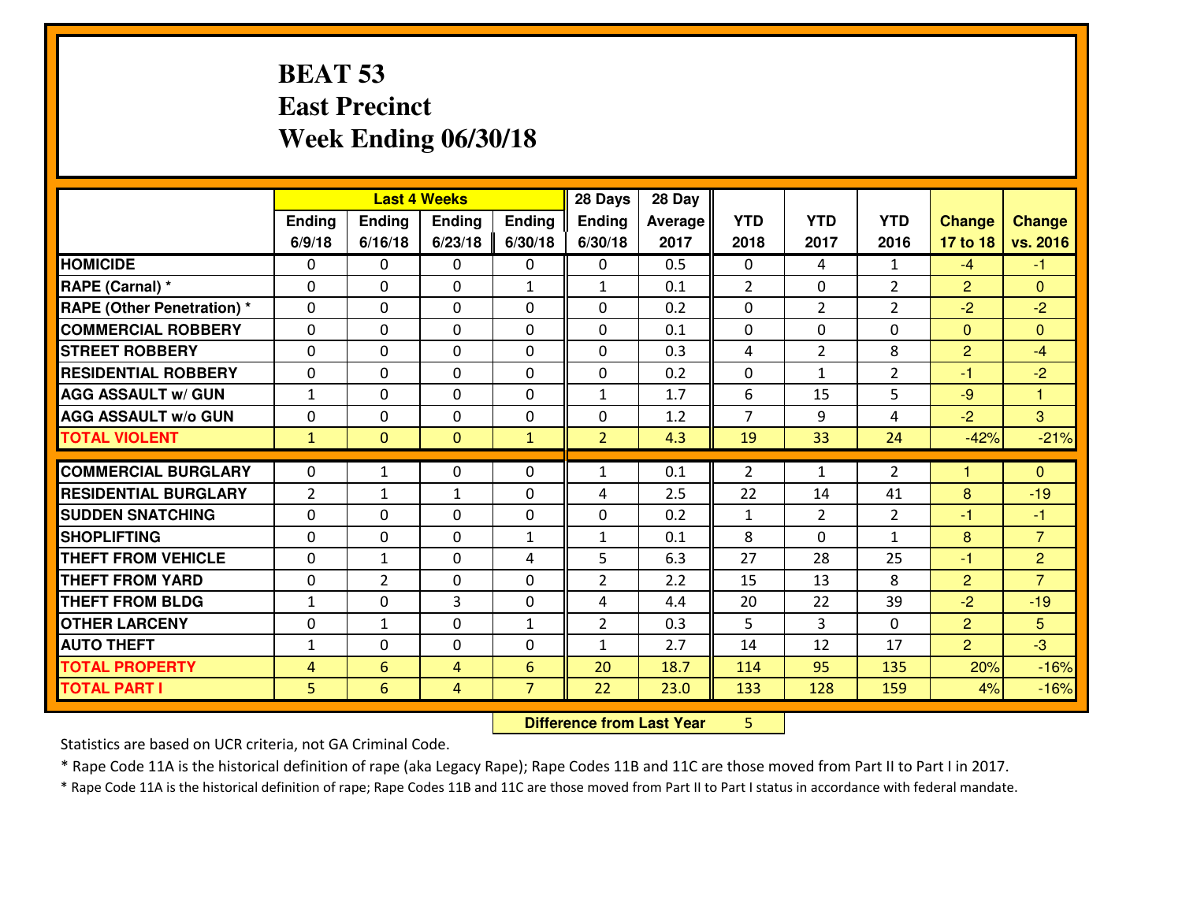# BEAT 53
# East Precinct
# Week Ending 06/30/18

| | Last 4 Weeks | | | | 28 Days | 28 Day | | | | | |
|---|---|---|---|---|---|---|---|---|---|---|---|
| | Ending 6/9/18 | Ending 6/16/18 | Ending 6/23/18 | Ending 6/30/18 | Ending 6/30/18 | Average 2017 | YTD 2018 | YTD 2017 | YTD 2016 | Change 17 to 18 | Change vs. 2016 |
| HOMICIDE | 0 | 0 | 0 | 0 | 0 | 0.5 | 0 | 4 | 1 | -4 | -1 |
| RAPE (Carnal) * | 0 | 0 | 0 | 1 | 1 | 0.1 | 2 | 0 | 2 | 2 | 0 |
| RAPE (Other Penetration) * | 0 | 0 | 0 | 0 | 0 | 0.2 | 0 | 2 | 2 | -2 | -2 |
| COMMERCIAL ROBBERY | 0 | 0 | 0 | 0 | 0 | 0.1 | 0 | 0 | 0 | 0 | 0 |
| STREET ROBBERY | 0 | 0 | 0 | 0 | 0 | 0.3 | 4 | 2 | 8 | 2 | -4 |
| RESIDENTIAL ROBBERY | 0 | 0 | 0 | 0 | 0 | 0.2 | 0 | 1 | 2 | -1 | -2 |
| AGG ASSAULT w/ GUN | 1 | 0 | 0 | 0 | 1 | 1.7 | 6 | 15 | 5 | -9 | 1 |
| AGG ASSAULT w/o GUN | 0 | 0 | 0 | 0 | 0 | 1.2 | 7 | 9 | 4 | -2 | 3 |
| TOTAL VIOLENT | 1 | 0 | 0 | 1 | 2 | 4.3 | 19 | 33 | 24 | -42% | -21% |
| COMMERCIAL BURGLARY | 0 | 1 | 0 | 0 | 1 | 0.1 | 2 | 1 | 2 | 1 | 0 |
| RESIDENTIAL BURGLARY | 2 | 1 | 1 | 0 | 4 | 2.5 | 22 | 14 | 41 | 8 | -19 |
| SUDDEN SNATCHING | 0 | 0 | 0 | 0 | 0 | 0.2 | 1 | 2 | 2 | -1 | -1 |
| SHOPLIFTING | 0 | 0 | 0 | 1 | 1 | 0.1 | 8 | 0 | 1 | 8 | 7 |
| THEFT FROM VEHICLE | 0 | 1 | 0 | 4 | 5 | 6.3 | 27 | 28 | 25 | -1 | 2 |
| THEFT FROM YARD | 0 | 2 | 0 | 0 | 2 | 2.2 | 15 | 13 | 8 | 2 | 7 |
| THEFT FROM BLDG | 1 | 0 | 3 | 0 | 4 | 4.4 | 20 | 22 | 39 | -2 | -19 |
| OTHER LARCENY | 0 | 1 | 0 | 1 | 2 | 0.3 | 5 | 3 | 0 | 2 | 5 |
| AUTO THEFT | 1 | 0 | 0 | 0 | 1 | 2.7 | 14 | 12 | 17 | 2 | -3 |
| TOTAL PROPERTY | 4 | 6 | 4 | 6 | 20 | 18.7 | 114 | 95 | 135 | 20% | -16% |
| TOTAL PART I | 5 | 6 | 4 | 7 | 22 | 23.0 | 133 | 128 | 159 | 4% | -16% |

**Difference from Last Year** 5

Statistics are based on UCR criteria, not GA Criminal Code.

* Rape Code 11A is the historical definition of rape (aka Legacy Rape); Rape Codes 11B and 11C are those moved from Part II to Part I in 2017.

* Rape Code 11A is the historical definition of rape; Rape Codes 11B and 11C are those moved from Part II to Part I status in accordance with federal mandate.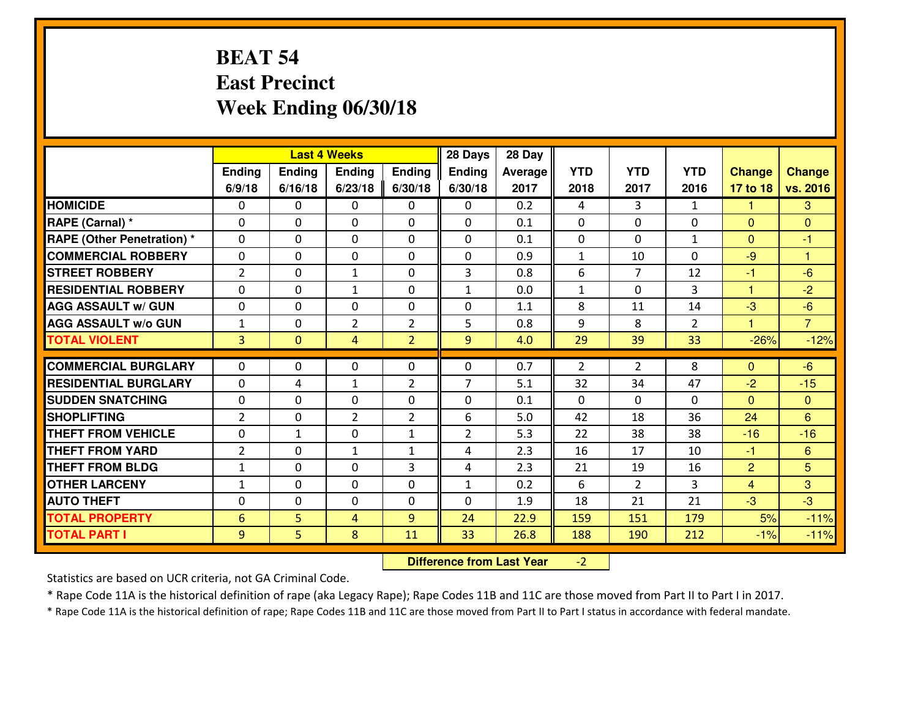# BEAT 54
## East Precinct
## Week Ending 06/30/18

| | Last 4 Weeks | | | | 28 Days | 28 Day | | | | | |
|---|---|---|---|---|---|---|---|---|---|---|---|
| | Ending 6/9/18 | Ending 6/16/18 | Ending 6/23/18 | Ending 6/30/18 | Ending 6/30/18 | Average 2017 | YTD 2018 | YTD 2017 | YTD 2016 | Change 17 to 18 | Change vs. 2016 |
| HOMICIDE | 0 | 0 | 0 | 0 | 0 | 0.2 | 4 | 3 | 1 | 1 | 3 |
| RAPE (Carnal) * | 0 | 0 | 0 | 0 | 0 | 0.1 | 0 | 0 | 0 | 0 | 0 |
| RAPE (Other Penetration) * | 0 | 0 | 0 | 0 | 0 | 0.1 | 0 | 0 | 1 | 0 | -1 |
| COMMERCIAL ROBBERY | 0 | 0 | 0 | 0 | 0 | 0.9 | 1 | 10 | 0 | -9 | 1 |
| STREET ROBBERY | 2 | 0 | 1 | 0 | 3 | 0.8 | 6 | 7 | 12 | -1 | -6 |
| RESIDENTIAL ROBBERY | 0 | 0 | 1 | 0 | 1 | 0.0 | 1 | 0 | 3 | 1 | -2 |
| AGG ASSAULT w/ GUN | 0 | 0 | 0 | 0 | 0 | 1.1 | 8 | 11 | 14 | -3 | -6 |
| AGG ASSAULT w/o GUN | 1 | 0 | 2 | 2 | 5 | 0.8 | 9 | 8 | 2 | 1 | 7 |
| TOTAL VIOLENT | 3 | 0 | 4 | 2 | 9 | 4.0 | 29 | 39 | 33 | -26% | -12% |
| COMMERCIAL BURGLARY | 0 | 0 | 0 | 0 | 0 | 0.7 | 2 | 2 | 8 | 0 | -6 |
| RESIDENTIAL BURGLARY | 0 | 4 | 1 | 2 | 7 | 5.1 | 32 | 34 | 47 | -2 | -15 |
| SUDDEN SNATCHING | 0 | 0 | 0 | 0 | 0 | 0.1 | 0 | 0 | 0 | 0 | 0 |
| SHOPLIFTING | 2 | 0 | 2 | 2 | 6 | 5.0 | 42 | 18 | 36 | 24 | 6 |
| THEFT FROM VEHICLE | 0 | 1 | 0 | 1 | 2 | 5.3 | 22 | 38 | 38 | -16 | -16 |
| THEFT FROM YARD | 2 | 0 | 1 | 1 | 4 | 2.3 | 16 | 17 | 10 | -1 | 6 |
| THEFT FROM BLDG | 1 | 0 | 0 | 3 | 4 | 2.3 | 21 | 19 | 16 | 2 | 5 |
| OTHER LARCENY | 1 | 0 | 0 | 0 | 1 | 0.2 | 6 | 2 | 3 | 4 | 3 |
| AUTO THEFT | 0 | 0 | 0 | 0 | 0 | 1.9 | 18 | 21 | 21 | -3 | -3 |
| TOTAL PROPERTY | 6 | 5 | 4 | 9 | 24 | 22.9 | 159 | 151 | 179 | 5% | -11% |
| TOTAL PART I | 9 | 5 | 8 | 11 | 33 | 26.8 | 188 | 190 | 212 | -1% | -11% |

**Difference from Last Year** -2

Statistics are based on UCR criteria, not GA Criminal Code.

* Rape Code 11A is the historical definition of rape (aka Legacy Rape); Rape Codes 11B and 11C are those moved from Part II to Part I in 2017.

* Rape Code 11A is the historical definition of rape; Rape Codes 11B and 11C are those moved from Part II to Part I status in accordance with federal mandate.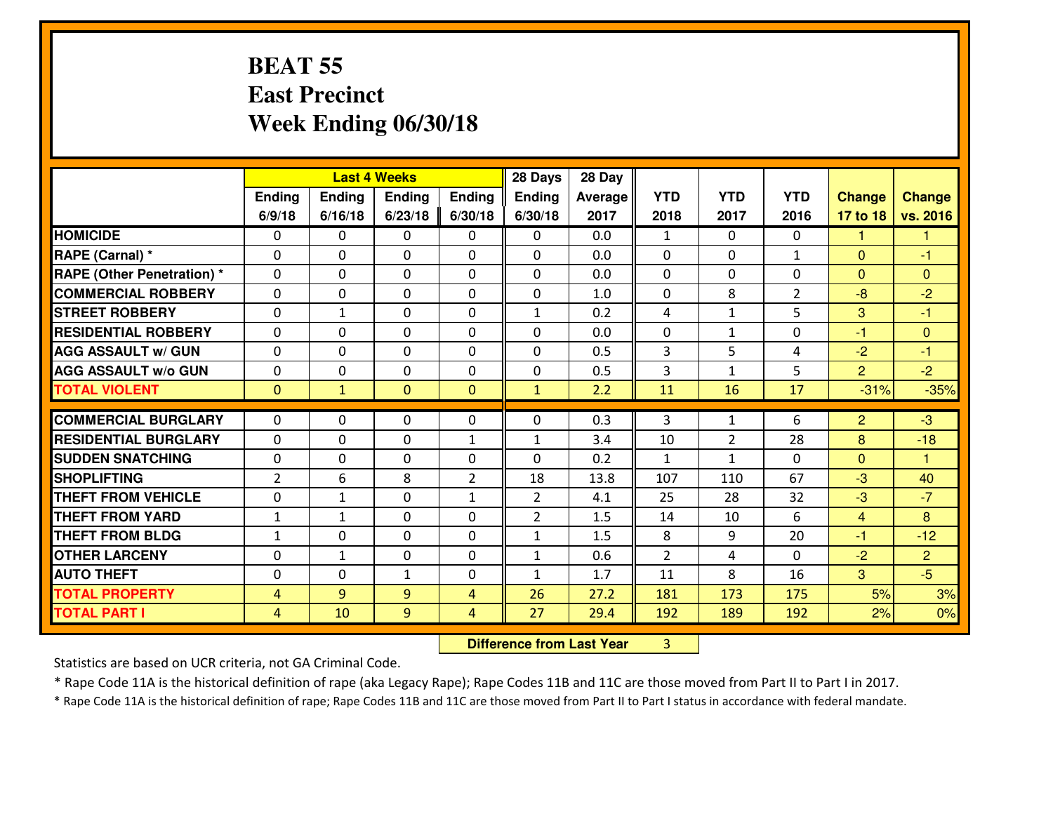# BEAT 55
# East Precinct
# Week Ending 06/30/18

| | Last 4 Weeks | | | | 28 Days | 28 Day | | | | | |
|---|---|---|---|---|---|---|---|---|---|---|---|
| | Ending 6/9/18 | Ending 6/16/18 | Ending 6/23/18 | Ending 6/30/18 | Ending 6/30/18 | Average 2017 | YTD 2018 | YTD 2017 | YTD 2016 | Change 17 to 18 | Change vs. 2016 |
| HOMICIDE | 0 | 0 | 0 | 0 | 0 | 0.0 | 1 | 0 | 0 | 1 | 1 |
| RAPE (Carnal) * | 0 | 0 | 0 | 0 | 0 | 0.0 | 0 | 0 | 1 | 0 | -1 |
| RAPE (Other Penetration) * | 0 | 0 | 0 | 0 | 0 | 0.0 | 0 | 0 | 0 | 0 | 0 |
| COMMERCIAL ROBBERY | 0 | 0 | 0 | 0 | 0 | 1.0 | 0 | 8 | 2 | -8 | -2 |
| STREET ROBBERY | 0 | 1 | 0 | 0 | 1 | 0.2 | 4 | 1 | 5 | 3 | -1 |
| RESIDENTIAL ROBBERY | 0 | 0 | 0 | 0 | 0 | 0.0 | 0 | 1 | 0 | -1 | 0 |
| AGG ASSAULT w/ GUN | 0 | 0 | 0 | 0 | 0 | 0.5 | 3 | 5 | 4 | -2 | -1 |
| AGG ASSAULT w/o GUN | 0 | 0 | 0 | 0 | 0 | 0.5 | 3 | 1 | 5 | 2 | -2 |
| TOTAL VIOLENT | 0 | 1 | 0 | 0 | 1 | 2.2 | 11 | 16 | 17 | -31% | -35% |
| COMMERCIAL BURGLARY | 0 | 0 | 0 | 0 | 0 | 0.3 | 3 | 1 | 6 | 2 | -3 |
| RESIDENTIAL BURGLARY | 0 | 0 | 0 | 1 | 1 | 3.4 | 10 | 2 | 28 | 8 | -18 |
| SUDDEN SNATCHING | 0 | 0 | 0 | 0 | 0 | 0.2 | 1 | 1 | 0 | 0 | 1 |
| SHOPLIFTING | 2 | 6 | 8 | 2 | 18 | 13.8 | 107 | 110 | 67 | -3 | 40 |
| THEFT FROM VEHICLE | 0 | 1 | 0 | 1 | 2 | 4.1 | 25 | 28 | 32 | -3 | -7 |
| THEFT FROM YARD | 1 | 1 | 0 | 0 | 2 | 1.5 | 14 | 10 | 6 | 4 | 8 |
| THEFT FROM BLDG | 1 | 0 | 0 | 0 | 1 | 1.5 | 8 | 9 | 20 | -1 | -12 |
| OTHER LARCENY | 0 | 1 | 0 | 0 | 1 | 0.6 | 2 | 4 | 0 | -2 | 2 |
| AUTO THEFT | 0 | 0 | 1 | 0 | 1 | 1.7 | 11 | 8 | 16 | 3 | -5 |
| TOTAL PROPERTY | 4 | 9 | 9 | 4 | 26 | 27.2 | 181 | 173 | 175 | 5% | 3% |
| TOTAL PART I | 4 | 10 | 9 | 4 | 27 | 29.4 | 192 | 189 | 192 | 2% | 0% |

**Difference from Last Year** 3

Statistics are based on UCR criteria, not GA Criminal Code.

* Rape Code 11A is the historical definition of rape (aka Legacy Rape); Rape Codes 11B and 11C are those moved from Part II to Part I in 2017.

* Rape Code 11A is the historical definition of rape; Rape Codes 11B and 11C are those moved from Part II to Part I status in accordance with federal mandate.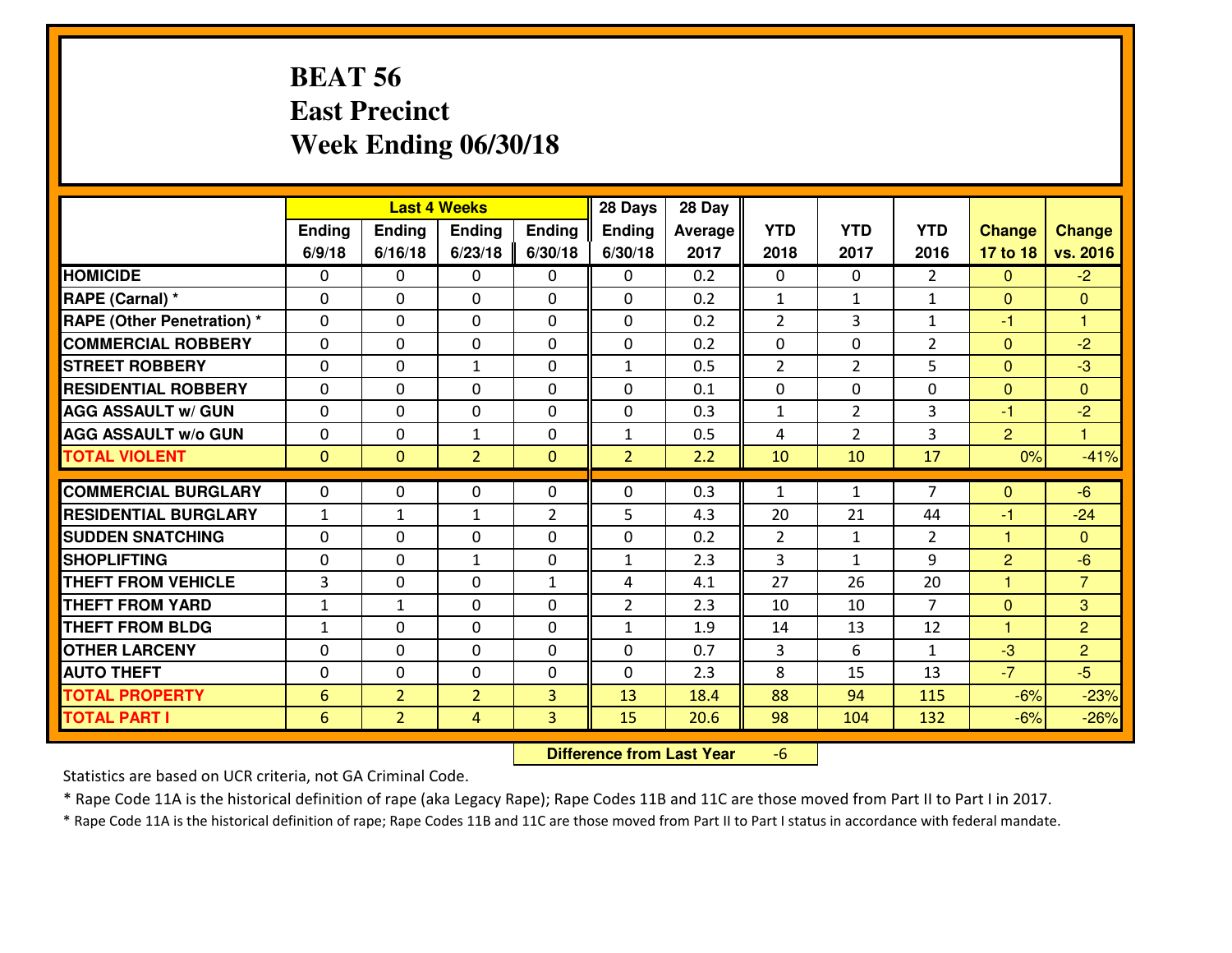# BEAT 56
## East Precinct
## Week Ending 06/30/18

| | Last 4 Weeks | | | | 28 Days | 28 Day | | | | | |
|---|---|---|---|---|---|---|---|---|---|---|---|
| | Ending 6/9/18 | Ending 6/16/18 | Ending 6/23/18 | Ending 6/30/18 | Ending 6/30/18 | Average 2017 | YTD 2018 | YTD 2017 | YTD 2016 | Change 17 to 18 | Change vs. 2016 |
| HOMICIDE | 0 | 0 | 0 | 0 | 0 | 0.2 | 0 | 0 | 2 | 0 | -2 |
| RAPE (Carnal) * | 0 | 0 | 0 | 0 | 0 | 0.2 | 1 | 1 | 1 | 0 | 0 |
| RAPE (Other Penetration) * | 0 | 0 | 0 | 0 | 0 | 0.2 | 2 | 3 | 1 | -1 | 1 |
| COMMERCIAL ROBBERY | 0 | 0 | 0 | 0 | 0 | 0.2 | 0 | 0 | 2 | 0 | -2 |
| STREET ROBBERY | 0 | 0 | 1 | 0 | 1 | 0.5 | 2 | 2 | 5 | 0 | -3 |
| RESIDENTIAL ROBBERY | 0 | 0 | 0 | 0 | 0 | 0.1 | 0 | 0 | 0 | 0 | 0 |
| AGG ASSAULT w/ GUN | 0 | 0 | 0 | 0 | 0 | 0.3 | 1 | 2 | 3 | -1 | -2 |
| AGG ASSAULT w/o GUN | 0 | 0 | 1 | 0 | 1 | 0.5 | 4 | 2 | 3 | 2 | 1 |
| TOTAL VIOLENT | 0 | 0 | 2 | 0 | 2 | 2.2 | 10 | 10 | 17 | 0% | -41% |
| COMMERCIAL BURGLARY | 0 | 0 | 0 | 0 | 0 | 0.3 | 1 | 1 | 7 | 0 | -6 |
| RESIDENTIAL BURGLARY | 1 | 1 | 1 | 2 | 5 | 4.3 | 20 | 21 | 44 | -1 | -24 |
| SUDDEN SNATCHING | 0 | 0 | 0 | 0 | 0 | 0.2 | 2 | 1 | 2 | 1 | 0 |
| SHOPLIFTING | 0 | 0 | 1 | 0 | 1 | 2.3 | 3 | 1 | 9 | 2 | -6 |
| THEFT FROM VEHICLE | 3 | 0 | 0 | 1 | 4 | 4.1 | 27 | 26 | 20 | 1 | 7 |
| THEFT FROM YARD | 1 | 1 | 0 | 0 | 2 | 2.3 | 10 | 10 | 7 | 0 | 3 |
| THEFT FROM BLDG | 1 | 0 | 0 | 0 | 1 | 1.9 | 14 | 13 | 12 | 1 | 2 |
| OTHER LARCENY | 0 | 0 | 0 | 0 | 0 | 0.7 | 3 | 6 | 1 | -3 | 2 |
| AUTO THEFT | 0 | 0 | 0 | 0 | 0 | 2.3 | 8 | 15 | 13 | -7 | -5 |
| TOTAL PROPERTY | 6 | 2 | 2 | 3 | 13 | 18.4 | 88 | 94 | 115 | -6% | -23% |
| TOTAL PART I | 6 | 2 | 4 | 3 | 15 | 20.6 | 98 | 104 | 132 | -6% | -26% |

**Difference from Last Year** -6

Statistics are based on UCR criteria, not GA Criminal Code.

* Rape Code 11A is the historical definition of rape (aka Legacy Rape); Rape Codes 11B and 11C are those moved from Part II to Part I in 2017.

* Rape Code 11A is the historical definition of rape; Rape Codes 11B and 11C are those moved from Part II to Part I status in accordance with federal mandate.